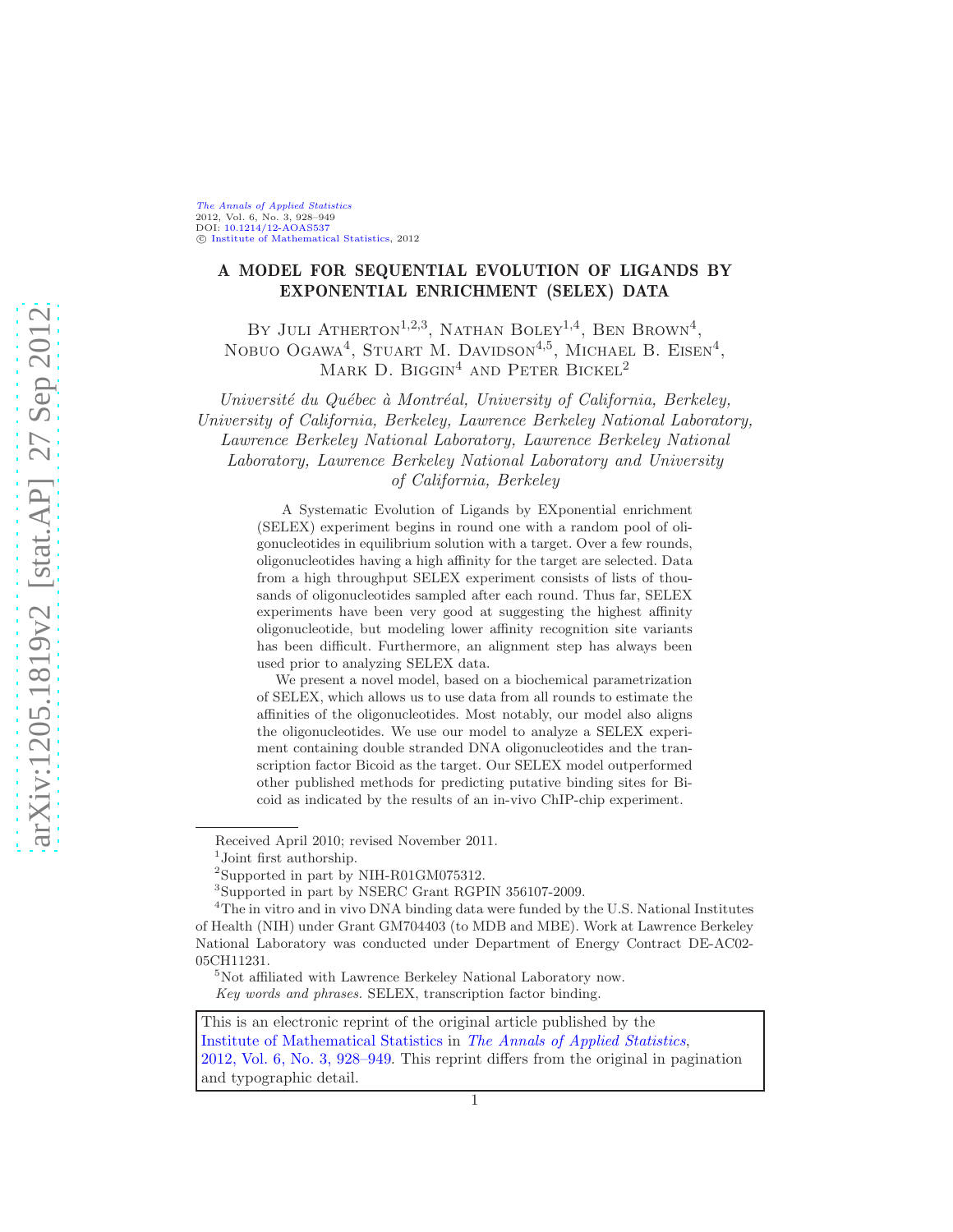The Annals of Applied Statistics
2012, Vol. 6, No. 3, 928–949
DOI: 10.1214/12-AOAS537
© Institute of Mathematical Statistics, 2012

# A MODEL FOR SEQUENTIAL EVOLUTION OF LIGANDS BY EXPONENTIAL ENRICHMENT (SELEX) DATA

By Juli Atherton[1,2,3], Nathan Boley[1,4], Ben Brown[4], Nobuo Ogawa[4], Stuart M. Davidson[4,5], Michael B. Eisen[4], Mark D. Biggin[4] and Peter Bickel[2]

*Université du Québec à Montréal, University of California, Berkeley, University of California, Berkeley, Lawrence Berkeley National Laboratory, Lawrence Berkeley National Laboratory, Lawrence Berkeley National Laboratory, Lawrence Berkeley National Laboratory and University of California, Berkeley*

A Systematic Evolution of Ligands by EXponential enrichment (SELEX) experiment begins in round one with a random pool of oligonucleotides in equilibrium solution with a target. Over a few rounds, oligonucleotides having a high affinity for the target are selected. Data from a high throughput SELEX experiment consists of lists of thousands of oligonucleotides sampled after each round. Thus far, SELEX experiments have been very good at suggesting the highest affinity oligonucleotide, but modeling lower affinity recognition site variants has been difficult. Furthermore, an alignment step has always been used prior to analyzing SELEX data.

We present a novel model, based on a biochemical parametrization of SELEX, which allows us to use data from all rounds to estimate the affinities of the oligonucleotides. Most notably, our model also aligns the oligonucleotides. We use our model to analyze a SELEX experiment containing double stranded DNA oligonucleotides and the transcription factor Bicoid as the target. Our SELEX model outperformed other published methods for predicting putative binding sites for Bicoid as indicated by the results of an in-vivo ChIP-chip experiment.

---

Received April 2010; revised November 2011.

[1]Joint first authorship.

[2]Supported in part by NIH-R01GM075312.

[3]Supported in part by NSERC Grant RGPIN 356107-2009.

[4]The in vitro and in vivo DNA binding data were funded by the U.S. National Institutes of Health (NIH) under Grant GM704403 (to MDB and MBE). Work at Lawrence Berkeley National Laboratory was conducted under Department of Energy Contract DE-AC02-05CH11231.

[5]Not affiliated with Lawrence Berkeley National Laboratory now.

*Key words and phrases.* SELEX, transcription factor binding.

This is an electronic reprint of the original article published by the Institute of Mathematical Statistics in *The Annals of Applied Statistics*, 2012, Vol. 6, No. 3, 928–949. This reprint differs from the original in pagination and typographic detail.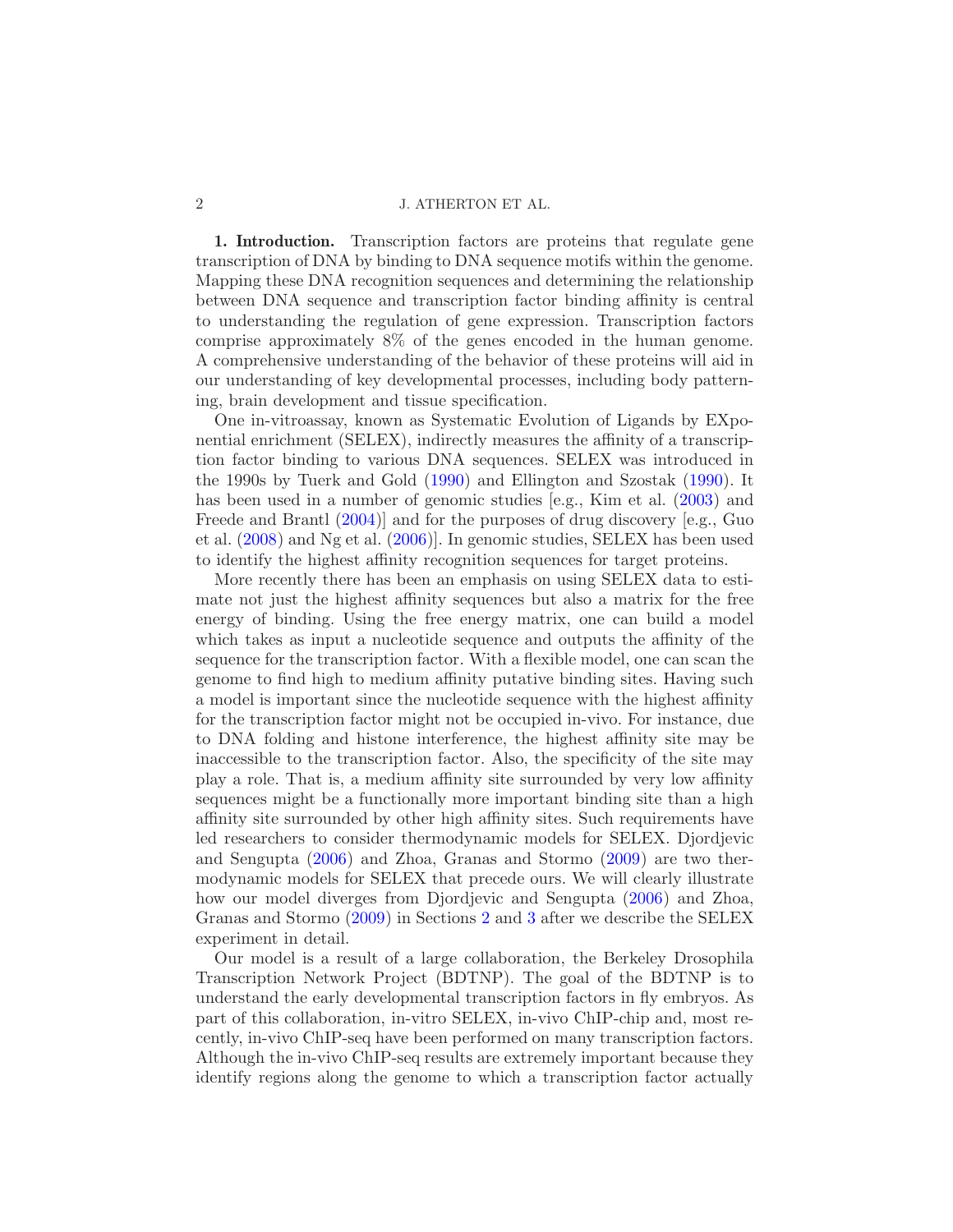**1. Introduction.** Transcription factors are proteins that regulate gene transcription of DNA by binding to DNA sequence motifs within the genome. Mapping these DNA recognition sequences and determining the relationship between DNA sequence and transcription factor binding affinity is central to understanding the regulation of gene expression. Transcription factors comprise approximately 8% of the genes encoded in the human genome. A comprehensive understanding of the behavior of these proteins will aid in our understanding of key developmental processes, including body patterning, brain development and tissue specification.

One in-vitroassay, known as Systematic Evolution of Ligands by EXponential enrichment (SELEX), indirectly measures the affinity of a transcription factor binding to various DNA sequences. SELEX was introduced in the 1990s by Tuerk and Gold (1990) and Ellington and Szostak (1990). It has been used in a number of genomic studies [e.g., Kim et al. (2003) and Freede and Brantl (2004)] and for the purposes of drug discovery [e.g., Guo et al. (2008) and Ng et al. (2006)]. In genomic studies, SELEX has been used to identify the highest affinity recognition sequences for target proteins.

More recently there has been an emphasis on using SELEX data to estimate not just the highest affinity sequences but also a matrix for the free energy of binding. Using the free energy matrix, one can build a model which takes as input a nucleotide sequence and outputs the affinity of the sequence for the transcription factor. With a flexible model, one can scan the genome to find high to medium affinity putative binding sites. Having such a model is important since the nucleotide sequence with the highest affinity for the transcription factor might not be occupied in-vivo. For instance, due to DNA folding and histone interference, the highest affinity site may be inaccessible to the transcription factor. Also, the specificity of the site may play a role. That is, a medium affinity site surrounded by very low affinity sequences might be a functionally more important binding site than a high affinity site surrounded by other high affinity sites. Such requirements have led researchers to consider thermodynamic models for SELEX. Djordjevic and Sengupta (2006) and Zhoa, Granas and Stormo (2009) are two thermodynamic models for SELEX that precede ours. We will clearly illustrate how our model diverges from Djordjevic and Sengupta (2006) and Zhoa, Granas and Stormo (2009) in Sections 2 and 3 after we describe the SELEX experiment in detail.

Our model is a result of a large collaboration, the Berkeley Drosophila Transcription Network Project (BDTNP). The goal of the BDTNP is to understand the early developmental transcription factors in fly embryos. As part of this collaboration, in-vitro SELEX, in-vivo ChIP-chip and, most recently, in-vivo ChIP-seq have been performed on many transcription factors. Although the in-vivo ChIP-seq results are extremely important because they identify regions along the genome to which a transcription factor actually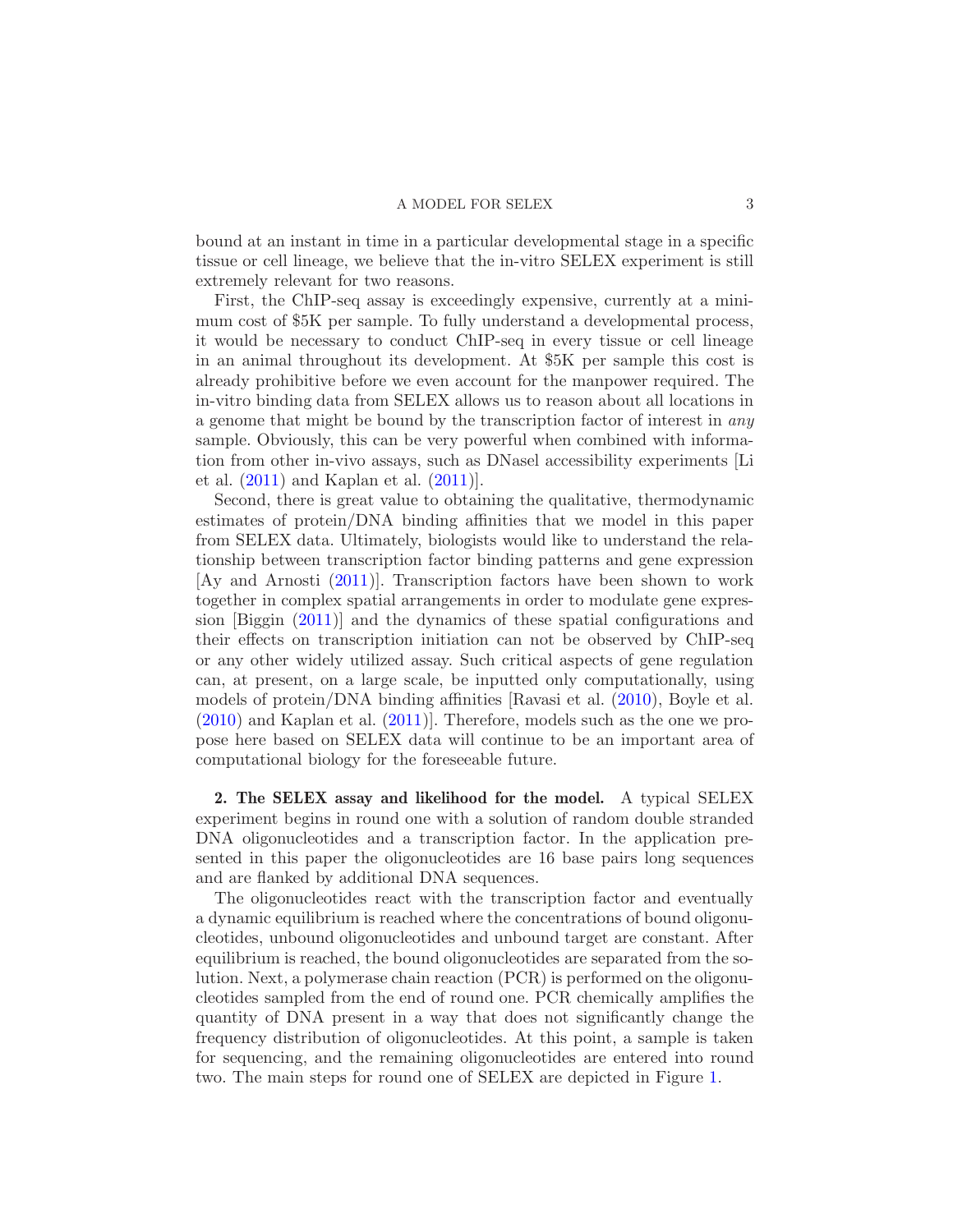bound at an instant in time in a particular developmental stage in a specific tissue or cell lineage, we believe that the in-vitro SELEX experiment is still extremely relevant for two reasons.

First, the ChIP-seq assay is exceedingly expensive, currently at a minimum cost of $5K per sample. To fully understand a developmental process, it would be necessary to conduct ChIP-seq in every tissue or cell lineage in an animal throughout its development. At $5K per sample this cost is already prohibitive before we even account for the manpower required. The in-vitro binding data from SELEX allows us to reason about all locations in a genome that might be bound by the transcription factor of interest in *any* sample. Obviously, this can be very powerful when combined with information from other in-vivo assays, such as DNaseI accessibility experiments [Li et al. (2011) and Kaplan et al. (2011)].

Second, there is great value to obtaining the qualitative, thermodynamic estimates of protein/DNA binding affinities that we model in this paper from SELEX data. Ultimately, biologists would like to understand the relationship between transcription factor binding patterns and gene expression [Ay and Arnosti (2011)]. Transcription factors have been shown to work together in complex spatial arrangements in order to modulate gene expression [Biggin (2011)] and the dynamics of these spatial configurations and their effects on transcription initiation can not be observed by ChIP-seq or any other widely utilized assay. Such critical aspects of gene regulation can, at present, on a large scale, be inputted only computationally, using models of protein/DNA binding affinities [Ravasi et al. (2010), Boyle et al. (2010) and Kaplan et al. (2011)]. Therefore, models such as the one we propose here based on SELEX data will continue to be an important area of computational biology for the foreseeable future.

## 2. The SELEX assay and likelihood for the model.

A typical SELEX experiment begins in round one with a solution of random double stranded DNA oligonucleotides and a transcription factor. In the application presented in this paper the oligonucleotides are 16 base pairs long sequences and are flanked by additional DNA sequences.

The oligonucleotides react with the transcription factor and eventually a dynamic equilibrium is reached where the concentrations of bound oligonucleotides, unbound oligonucleotides and unbound target are constant. After equilibrium is reached, the bound oligonucleotides are separated from the solution. Next, a polymerase chain reaction (PCR) is performed on the oligonucleotides sampled from the end of round one. PCR chemically amplifies the quantity of DNA present in a way that does not significantly change the frequency distribution of oligonucleotides. At this point, a sample is taken for sequencing, and the remaining oligonucleotides are entered into round two. The main steps for round one of SELEX are depicted in Figure 1.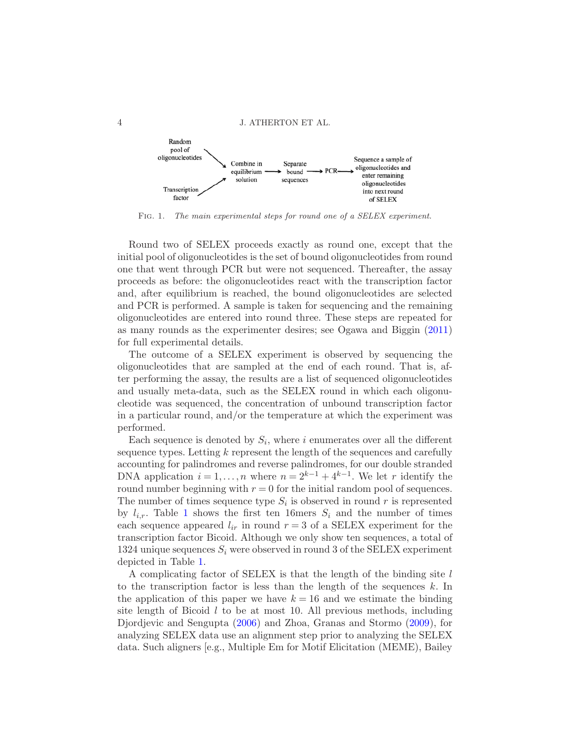Random pool of oligonucleotides → Combine in equilibrium solution → Separate bound sequences → PCR → Sequence a sample of oligonucleotides and enter remaining oligonucleotides into next round of SELEX

Transcription factor → Combine in equilibrium solution

Fig. 1. *The main experimental steps for round one of a SELEX experiment.*

Round two of SELEX proceeds exactly as round one, except that the initial pool of oligonucleotides is the set of bound oligonucleotides from round one that went through PCR but were not sequenced. Thereafter, the assay proceeds as before: the oligonucleotides react with the transcription factor and, after equilibrium is reached, the bound oligonucleotides are selected and PCR is performed. A sample is taken for sequencing and the remaining oligonucleotides are entered into round three. These steps are repeated for as many rounds as the experimenter desires; see Ogawa and Biggin (2011) for full experimental details.

The outcome of a SELEX experiment is observed by sequencing the oligonucleotides that are sampled at the end of each round. That is, after performing the assay, the results are a list of sequenced oligonucleotides and usually meta-data, such as the SELEX round in which each oligonucleotide was sequenced, the concentration of unbound transcription factor in a particular round, and/or the temperature at which the experiment was performed.

Each sequence is denoted by $S_i$, where $i$ enumerates over all the different sequence types. Letting $k$ represent the length of the sequences and carefully accounting for palindromes and reverse palindromes, for our double stranded DNA application $i = 1, \dots, n$ where $n = 2^{k-1} + 4^{k-1}$. We let $r$ identify the round number beginning with $r = 0$ for the initial random pool of sequences. The number of times sequence type $S_i$ is observed in round $r$ is represented by $l_{i,r}$. Table 1 shows the first ten 16mers $S_i$ and the number of times each sequence appeared $l_{ir}$ in round $r = 3$ of a SELEX experiment for the transcription factor Bicoid. Although we only show ten sequences, a total of 1324 unique sequences $S_i$ were observed in round 3 of the SELEX experiment depicted in Table 1.

A complicating factor of SELEX is that the length of the binding site $l$ to the transcription factor is less than the length of the sequences $k$. In the application of this paper we have $k = 16$ and we estimate the binding site length of Bicoid $l$ to be at most 10. All previous methods, including Djordjevic and Sengupta (2006) and Zhoa, Granas and Stormo (2009), for analyzing SELEX data use an alignment step prior to analyzing the SELEX data. Such aligners [e.g., Multiple Em for Motif Elicitation (MEME), Bailey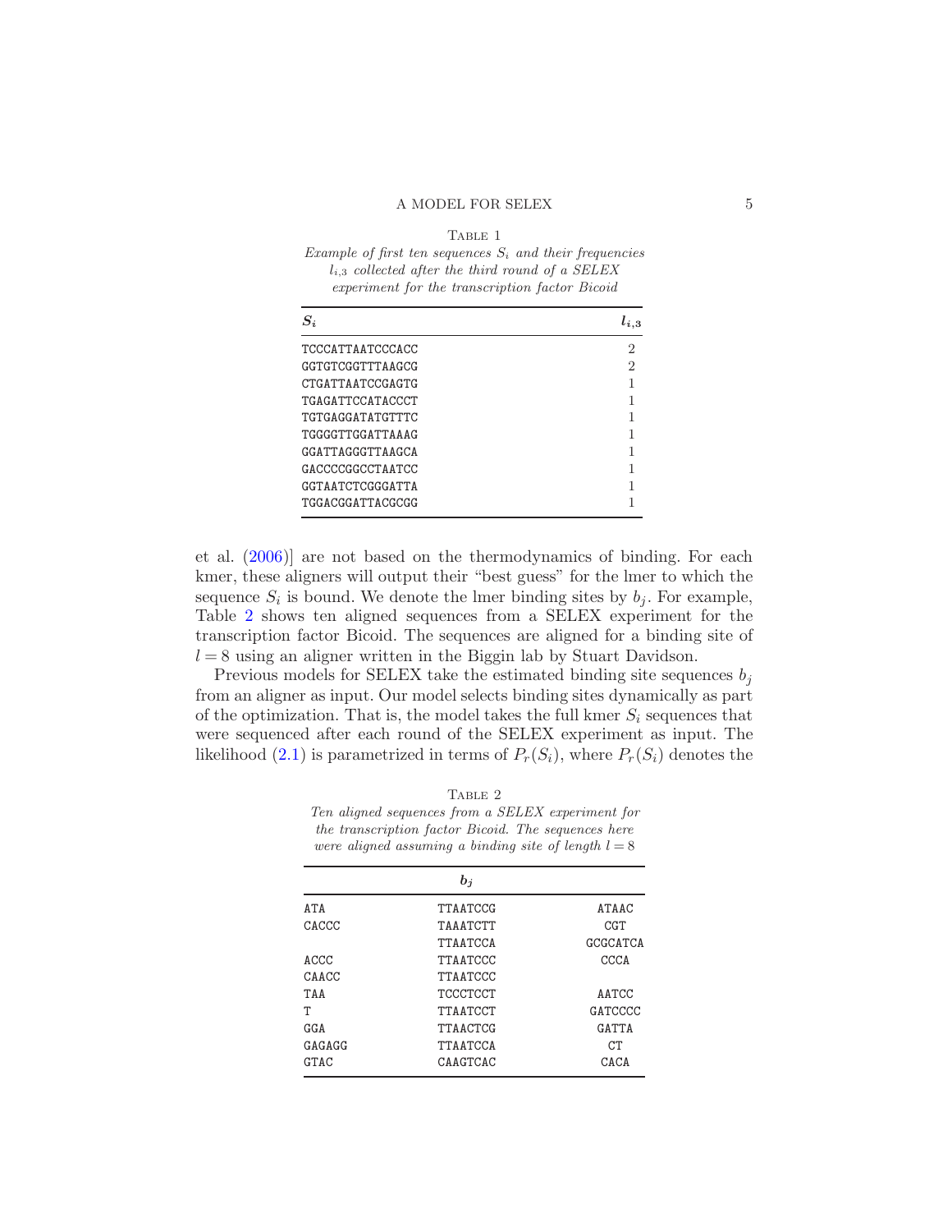Table 1

*Example of first ten sequences $S_i$ and their frequencies $l_{i,3}$ collected after the third round of a SELEX experiment for the transcription factor Bicoid*

| $S_i$ | $l_{i,3}$ |
| --- | --- |
| TCCCATTAATCCCACC | 2 |
| GGTGTCGGTTTAAGCG | 2 |
| CTGATTAATCCGAGTG | 1 |
| TGAGATTCCATACCCT | 1 |
| TGTGAGGATATGTTTC | 1 |
| TGGGGTTGGATTAAAG | 1 |
| GGATTAGGGTTAAGCA | 1 |
| GACCCCGGCCTAATCC | 1 |
| GGTAATCTCGGGATTA | 1 |
| TGGACGGATTACGCGG | 1 |

et al. (2006)] are not based on the thermodynamics of binding. For each kmer, these aligners will output their "best guess" for the lmer to which the sequence $S_i$ is bound. We denote the lmer binding sites by $b_j$. For example, Table 2 shows ten aligned sequences from a SELEX experiment for the transcription factor Bicoid. The sequences are aligned for a binding site of $l = 8$ using an aligner written in the Biggin lab by Stuart Davidson.

Previous models for SELEX take the estimated binding site sequences $b_j$ from an aligner as input. Our model selects binding sites dynamically as part of the optimization. That is, the model takes the full kmer $S_i$ sequences that were sequenced after each round of the SELEX experiment as input. The likelihood (2.1) is parametrized in terms of $P_r(S_i)$, where $P_r(S_i)$ denotes the

Table 2

*Ten aligned sequences from a SELEX experiment for the transcription factor Bicoid. The sequences here were aligned assuming a binding site of length $l = 8$*

| | $b_j$ | |
| --- | --- | --- |
| ATA | TTAATCCG | ATAAC |
| CACCC | TAAATCTT | CGT |
| | TTAATCCA | GCGCATCA |
| ACCC | TTAATCCC | CCCA |
| CAACC | TTAATCCC | |
| TAA | TCCCTCCT | AATCC |
| T | TTAATCCT | GATCCCC |
| GGA | TTAACTCG | GATTA |
| GAGAGG | TTAATCCA | CT |
| GTAC | CAAGTCAC | CACA |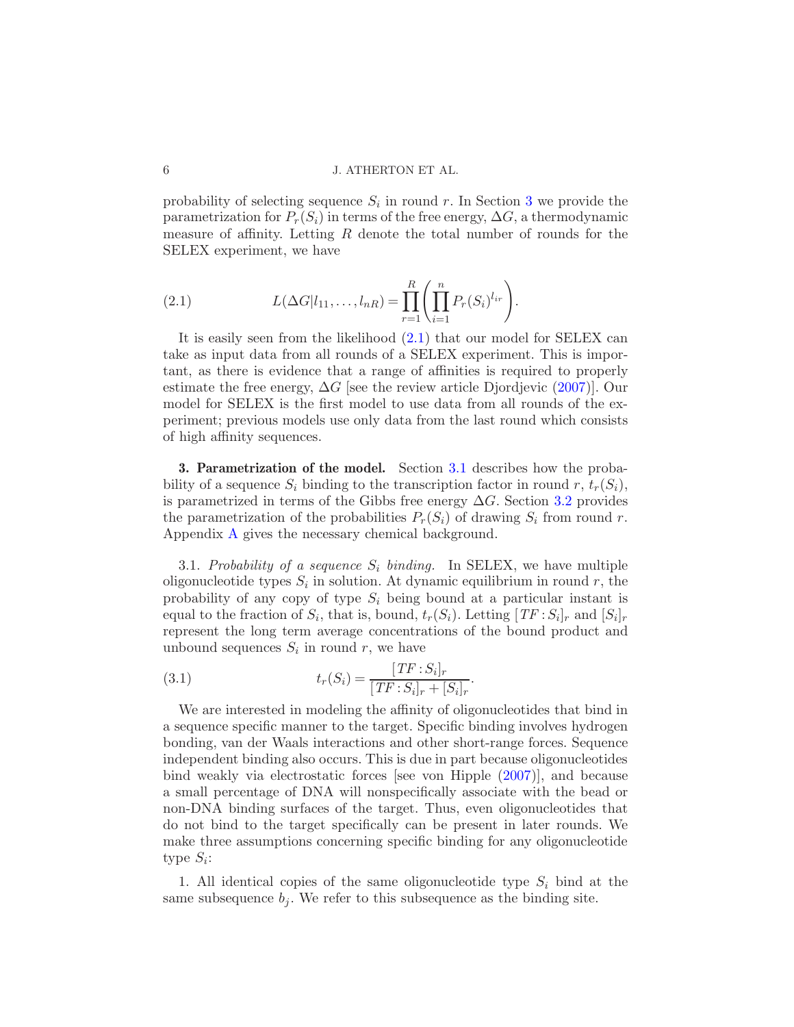probability of selecting sequence $S_i$ in round $r$. In Section 3 we provide the parametrization for $P_r(S_i)$ in terms of the free energy, $\Delta G$, a thermodynamic measure of affinity. Letting $R$ denote the total number of rounds for the SELEX experiment, we have

$$L(\Delta G | l_{11}, \ldots, l_{nR}) = \prod_{r=1}^{R} \left( \prod_{i=1}^{n} P_r(S_i)^{l_{ir}} \right). \tag{2.1}$$

It is easily seen from the likelihood (2.1) that our model for SELEX can take as input data from all rounds of a SELEX experiment. This is important, as there is evidence that a range of affinities is required to properly estimate the free energy, $\Delta G$ [see the review article Djordjevic (2007)]. Our model for SELEX is the first model to use data from all rounds of the experiment; previous models use only data from the last round which consists of high affinity sequences.

## 3. Parametrization of the model.

Section 3.1 describes how the probability of a sequence $S_i$ binding to the transcription factor in round $r$, $t_r(S_i)$, is parametrized in terms of the Gibbs free energy $\Delta G$. Section 3.2 provides the parametrization of the probabilities $P_r(S_i)$ of drawing $S_i$ from round $r$. Appendix A gives the necessary chemical background.

### 3.1. *Probability of a sequence $S_i$ binding.*

In SELEX, we have multiple oligonucleotide types $S_i$ in solution. At dynamic equilibrium in round $r$, the probability of any copy of type $S_i$ being bound at a particular instant is equal to the fraction of $S_i$, that is, bound, $t_r(S_i)$. Letting $[TF : S_i]_r$ and $[S_i]_r$ represent the long term average concentrations of the bound product and unbound sequences $S_i$ in round $r$, we have

$$t_r(S_i) = \frac{[TF : S_i]_r}{[TF : S_i]_r + [S_i]_r}. \tag{3.1}$$

We are interested in modeling the affinity of oligonucleotides that bind in a sequence specific manner to the target. Specific binding involves hydrogen bonding, van der Waals interactions and other short-range forces. Sequence independent binding also occurs. This is due in part because oligonucleotides bind weakly via electrostatic forces [see von Hipple (2007)], and because a small percentage of DNA will nonspecifically associate with the bead or non-DNA binding surfaces of the target. Thus, even oligonucleotides that do not bind to the target specifically can be present in later rounds. We make three assumptions concerning specific binding for any oligonucleotide type $S_i$:

1. All identical copies of the same oligonucleotide type $S_i$ bind at the same subsequence $b_j$. We refer to this subsequence as the binding site.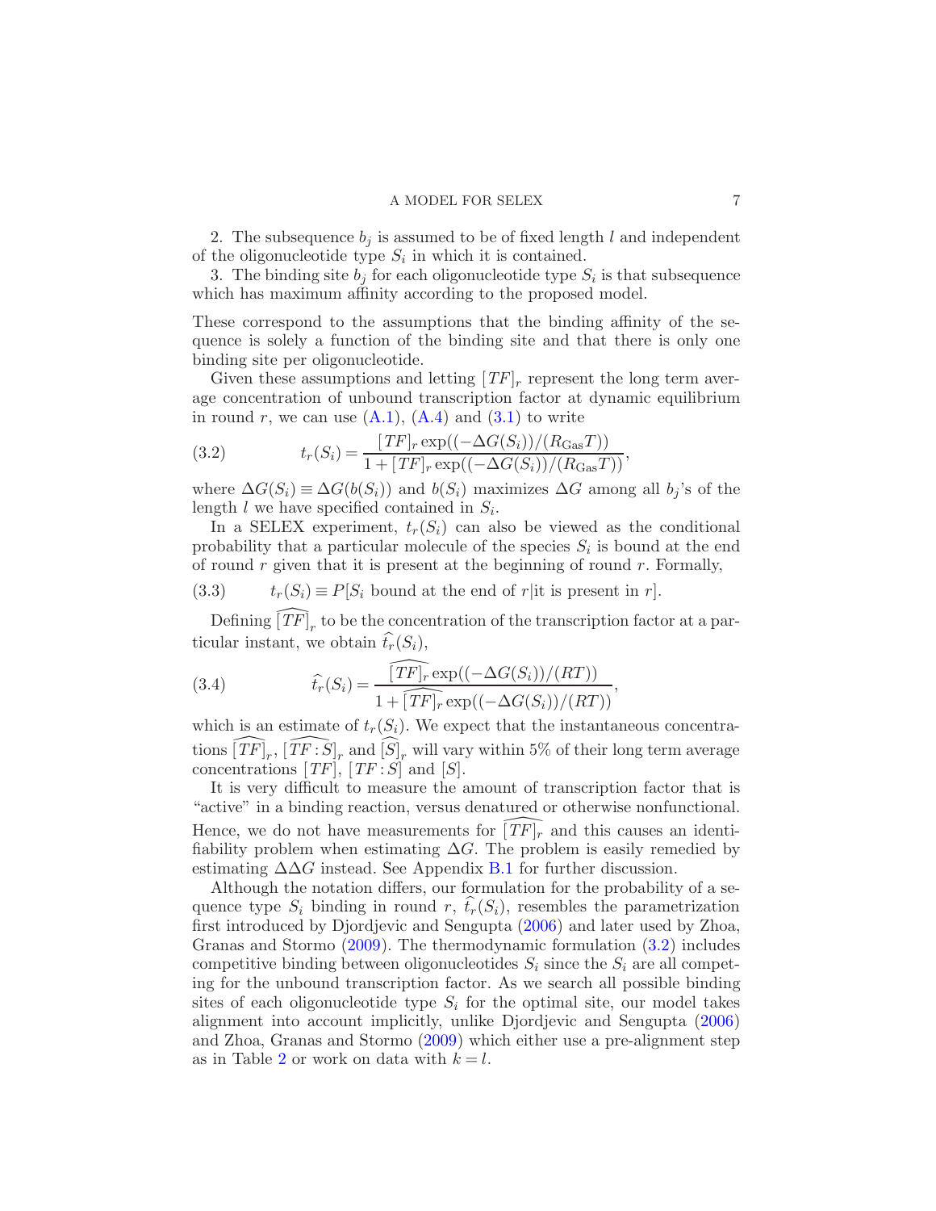2. The subsequence $b_j$ is assumed to be of fixed length $l$ and independent of the oligonucleotide type $S_i$ in which it is contained.

3. The binding site $b_j$ for each oligonucleotide type $S_i$ is that subsequence which has maximum affinity according to the proposed model.

These correspond to the assumptions that the binding affinity of the sequence is solely a function of the binding site and there is only one binding site per oligonucleotide.

Given these assumptions and letting $[TF]_r$ represent the long term average concentration of unbound transcription factor at dynamic equilibrium in round $r$, we can use (A.1), (A.4) and (3.1) to write

$$t_r(S_i) = \frac{[TF]_r \exp((-\Delta G(S_i))/(R_{\text{Gas}}T))}{1 + [TF]_r \exp((-\Delta G(S_i))/(R_{\text{Gas}}T))}, \tag{3.2}$$

where $\Delta G(S_i) \equiv \Delta G(b(S_i))$ and $b(S_i)$ maximizes $\Delta G$ among all $b_j$'s of the length $l$ we have specified contained in $S_i$.

In a SELEX experiment, $t_r(S_i)$ can also be viewed as the conditional probability that a particular molecule of the species $S_i$ is bound at the end of round $r$ given that it is present at the beginning of round $r$. Formally,

$$t_r(S_i) \equiv P[S_i \text{ bound at the end of } r | \text{it is present in } r]. \tag{3.3}$$

Defining $\widehat{[TF]}_r$ to be the concentration of the transcription factor at a particular instant, we obtain $\widehat{t_r}(S_i)$,

$$\widehat{t_r}(S_i) = \frac{\widehat{[TF]_r} \exp((-\Delta G(S_i))/(RT))}{1 + \widehat{[TF]_r} \exp((-\Delta G(S_i))/(RT))}, \tag{3.4}$$

which is an estimate of $t_r(S_i)$. We expect that the instantaneous concentrations $\widehat{[TF]}_r$, $[\widehat{TF:S}]_r$ and $\widehat{[S]}_r$ will vary within 5% of their long term average concentrations $[TF]$, $[TF:S]$ and $[S]$.

It is very difficult to measure the amount of transcription factor that is "active" in a binding reaction, versus denatured or otherwise nonfunctional. Hence, we do not have measurements for $\widehat{[TF]_r}$ and this causes an identifiability problem when estimating $\Delta G$. The problem is easily remedied by estimating $\Delta\Delta G$ instead. See Appendix B.1 for further discussion.

Although the notation differs, our formulation for the probability of a sequence type $S_i$ binding in round $r$, $\widehat{t_r}(S_i)$, resembles the parametrization first introduced by Djordjevic and Sengupta (2006) and later used by Zhoa, Granas and Stormo (2009). The thermodynamic formulation (3.2) includes competitive binding between oligonucleotides $S_i$ since the $S_i$ are all competing for the unbound transcription factor. As we search all possible binding sites of each oligonucleotide type $S_i$ for the optimal site, our model takes alignment into account implicitly, unlike Djordjevic and Sengupta (2006) and Zhoa, Granas and Stormo (2009) which either use a pre-alignment step as in Table 2 or work on data with $k = l$.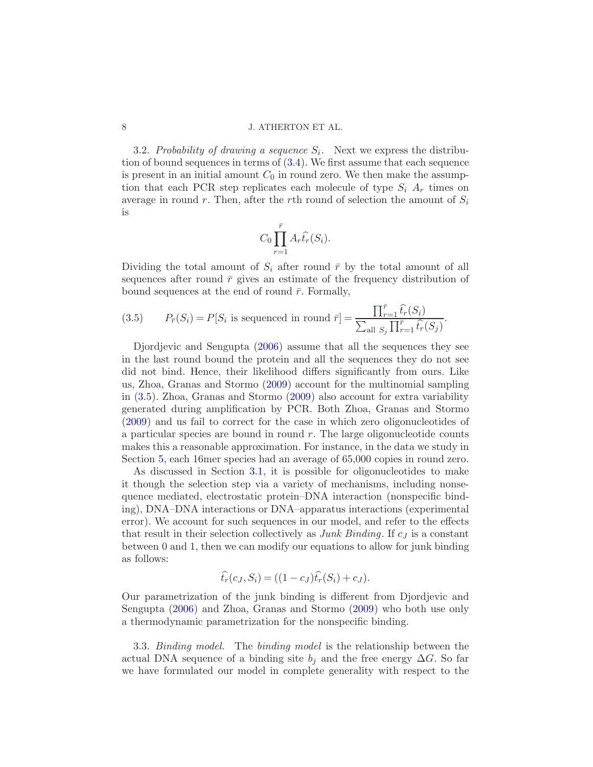3.2. *Probability of drawing a sequence $S_i$.* Next we express the distribution of bound sequences in terms of (3.4). We first assume that each sequence is present in an initial amount $C_0$ in round zero. We then make the assumption that each PCR step replicates each molecule of type $S_i$ $A_r$ times on average in round $r$. Then, after the $r$th round of selection the amount of $S_i$ is

$$C_0 \prod_{r=1}^{\bar{r}} A_r \widehat{t}_r(S_i).$$

Dividing the total amount of $S_i$ after round $\bar{r}$ by the total amount of all sequences after round $\bar{r}$ gives an estimate of the frequency distribution of bound sequences at the end of round $\bar{r}$. Formally,

$$P_{\bar{r}}(S_i) = P[S_i \text{ is sequenced in round } \bar{r}] = \frac{\prod_{r=1}^{\bar{r}} \widehat{t}_r(S_i)}{\sum_{\text{all } S_j} \prod_{r=1}^{\bar{r}} \widehat{t}_r(S_j)}. \tag{3.5}$$

Djordjevic and Sengupta (2006) assume that all the sequences they see in the last round bound the protein and all the sequences they do not see did not bind. Hence, their likelihood differs significantly from ours. Like us, Zhoa, Granas and Stormo (2009) account for the multinomial sampling in (3.5). Zhoa, Granas and Stormo (2009) also account for extra variability generated during amplification by PCR. Both Zhoa, Granas and Stormo (2009) and us fail to correct for the case in which zero oligonucleotides of a particular species are bound in round $r$. The large oligonucleotide counts makes this a reasonable approximation. For instance, in the data we study in Section 5, each 16mer species had an average of 65,000 copies in round zero.

As discussed in Section 3.1, it is possible for oligonucleotides to make it though the selection step via a variety of mechanisms, including nonsequence mediated, electrostatic protein–DNA interaction (nonspecific binding), DNA–DNA interactions or DNA–apparatus interactions (experimental error). We account for such sequences in our model, and refer to the effects that result in their selection collectively as *Junk Binding*. If $c_J$ is a constant between 0 and 1, then we can modify our equations to allow for junk binding as follows:

$$\widehat{t}_r(c_J, S_i) = ((1 - c_J)\widehat{t}_r(S_i) + c_J).$$

Our parametrization of the junk binding is different from Djordjevic and Sengupta (2006) and Zhoa, Granas and Stormo (2009) who both use only a thermodynamic parametrization for the nonspecific binding.

3.3. *Binding model.* The *binding model* is the relationship between the actual DNA sequence of a binding site $b_j$ and the free energy $\Delta G$. So far we have formulated our model in complete generality with respect to the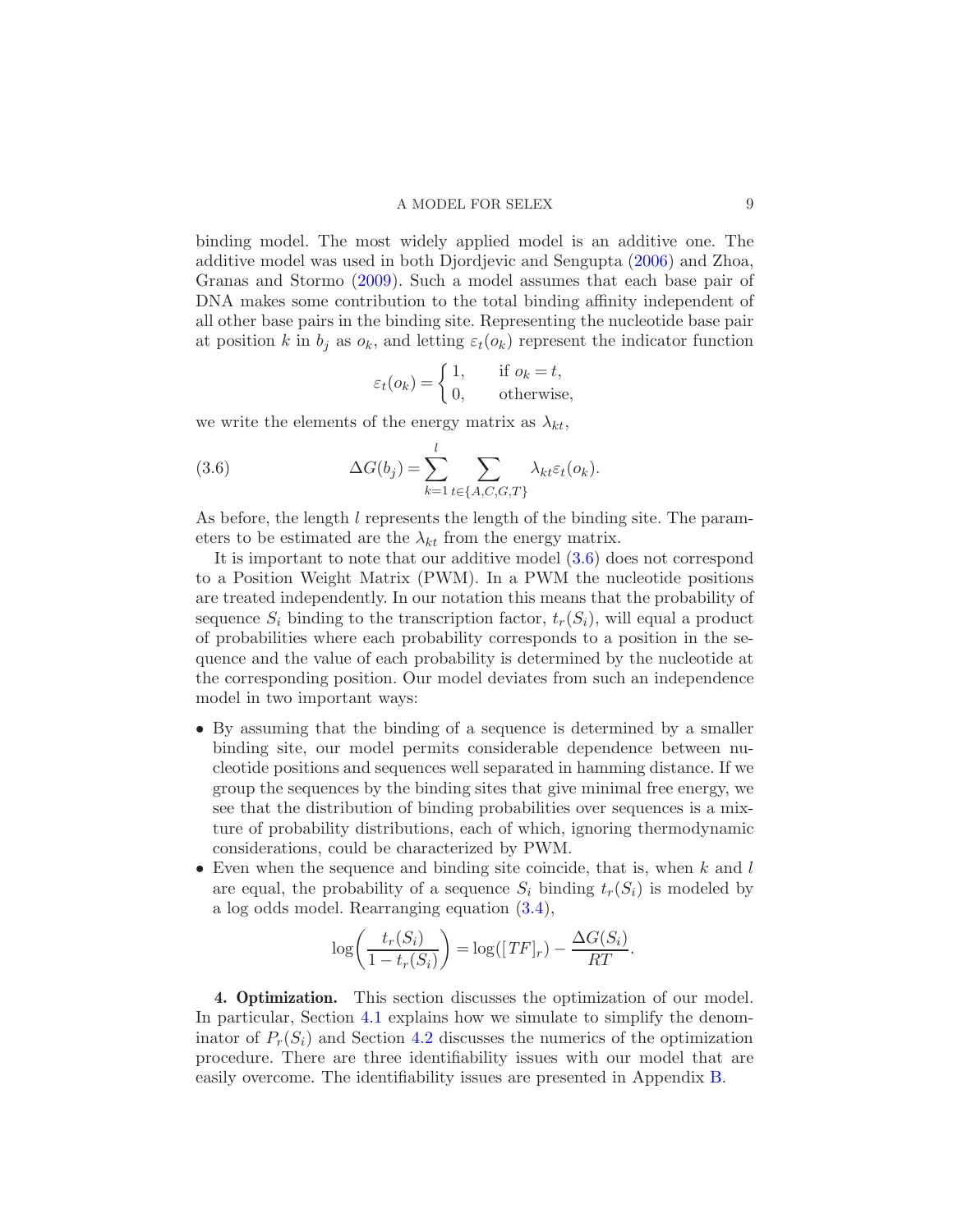binding model. The most widely applied model is an additive one. The additive model was used in both Djordjevic and Sengupta (2006) and Zhoa, Granas and Stormo (2009). Such a model assumes that each base pair of DNA makes some contribution to the total binding affinity independent of all other base pairs in the binding site. Representing the nucleotide base pair at position $k$ in $b_j$ as $o_k$, and letting $\varepsilon_t(o_k)$ represent the indicator function

$$\varepsilon_t(o_k) = \begin{cases} 1, & \text{if } o_k = t, \\ 0, & \text{otherwise,} \end{cases}$$

we write the elements of the energy matrix as $\lambda_{kt}$,

$$\Delta G(b_j) = \sum_{k=1}^{l} \sum_{t \in \{A,C,G,T\}} \lambda_{kt} \varepsilon_t(o_k). \tag{3.6}$$

As before, the length $l$ represents the length of the binding site. The parameters to be estimated are the $\lambda_{kt}$ from the energy matrix.

It is important to note that our additive model (3.6) does not correspond to a Position Weight Matrix (PWM). In a PWM the nucleotide positions are treated independently. In our notation this means that the probability of sequence $S_i$ binding to the transcription factor, $t_r(S_i)$, will equal a product of probabilities where each probability corresponds to a position in the sequence and the value of each probability is determined by the nucleotide at the corresponding position. Our model deviates from such an independence model in two important ways:

- By assuming that the binding of a sequence is determined by a smaller binding site, our model permits considerable dependence between nucleotide positions and sequences well separated in hamming distance. If we group the sequences by the binding sites that give minimal free energy, we see that the distribution of binding probabilities over sequences is a mixture of probability distributions, each of which, ignoring thermodynamic considerations, could be characterized by PWM.
- Even when the sequence and binding site coincide, that is, when $k$ and $l$ are equal, the probability of a sequence $S_i$ binding $t_r(S_i)$ is modeled by a log odds model. Rearranging equation (3.4),

$$\log\left(\frac{t_r(S_i)}{1 - t_r(S_i)}\right) = \log([TF]_r) - \frac{\Delta G(S_i)}{RT}.$$

**4. Optimization.** This section discusses the optimization of our model. In particular, Section 4.1 explains how we simulate to simplify the denominator of $P_r(S_i)$ and Section 4.2 discusses the numerics of the optimization procedure. There are three identifiability issues with our model that are easily overcome. The identifiability issues are presented in Appendix B.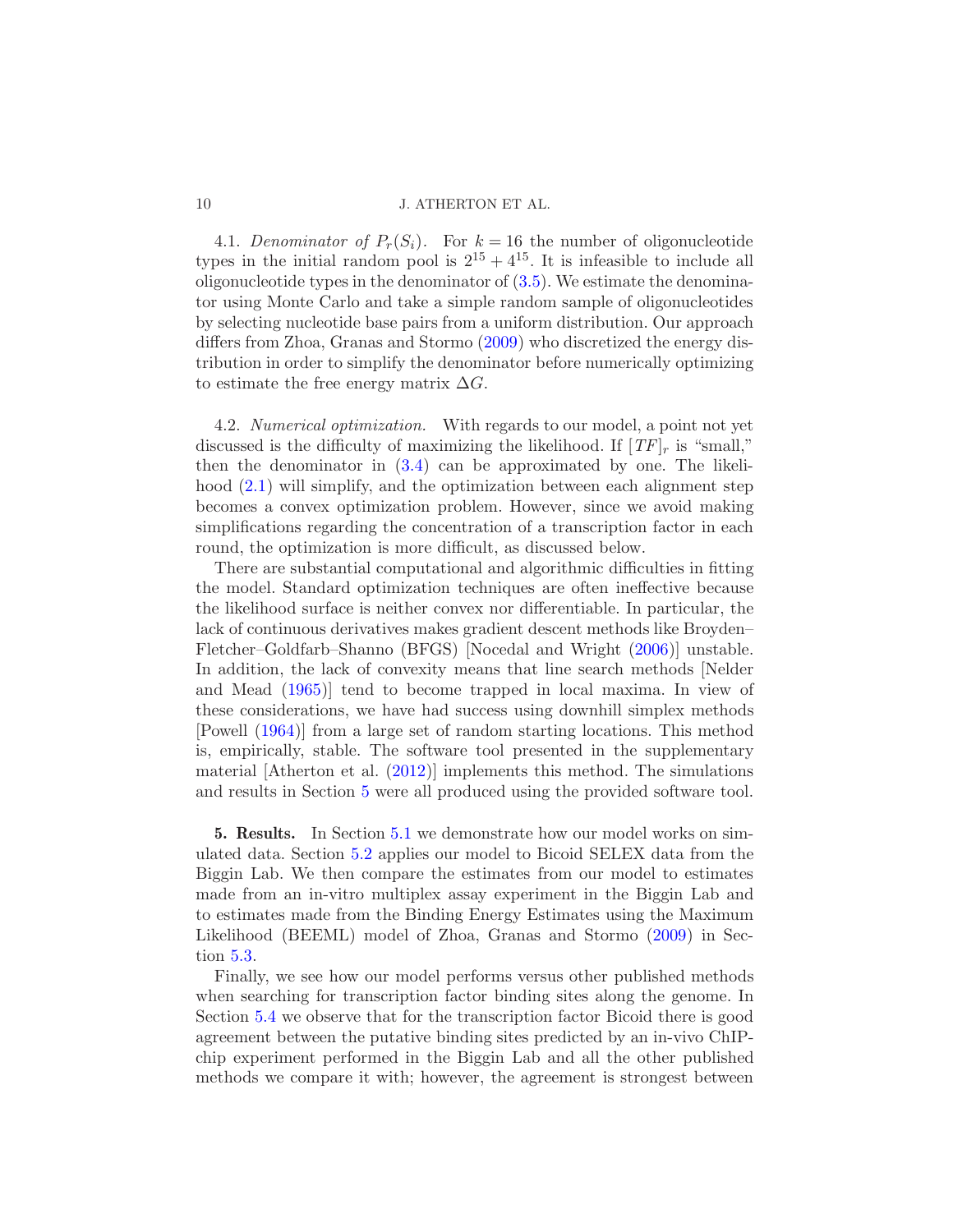4.1. *Denominator of $P_r(S_i)$.* For $k = 16$ the number of oligonucleotide types in the initial random pool is $2^{15} + 4^{15}$. It is infeasible to include all oligonucleotide types in the denominator of (3.5). We estimate the denominator using Monte Carlo and take a simple random sample of oligonucleotides by selecting nucleotide base pairs from a uniform distribution. Our approach differs from Zhoa, Granas and Stormo (2009) who discretized the energy distribution in order to simplify the denominator before numerically optimizing to estimate the free energy matrix $\Delta G$.

4.2. *Numerical optimization.* With regards to our model, a point not yet discussed is the difficulty of maximizing the likelihood. If $[TF]_r$ is "small," then the denominator in (3.4) can be approximated by one. The likelihood (2.1) will simplify, and the optimization between each alignment step becomes a convex optimization problem. However, since we avoid making simplifications regarding the concentration of a transcription factor in each round, the optimization is more difficult, as discussed below.

There are substantial computational and algorithmic difficulties in fitting the model. Standard optimization techniques are often ineffective because the likelihood surface is neither convex nor differentiable. In particular, the lack of continuous derivatives makes gradient descent methods like Broyden–Fletcher–Goldfarb–Shanno (BFGS) [Nocedal and Wright (2006)] unstable. In addition, the lack of convexity means that line search methods [Nelder and Mead (1965)] tend to become trapped in local maxima. In view of these considerations, we have had success using downhill simplex methods [Powell (1964)] from a large set of random starting locations. This method is, empirically, stable. The software tool presented in the supplementary material [Atherton et al. (2012)] implements this method. The simulations and results in Section 5 were all produced using the provided software tool.

**5. Results.** In Section 5.1 we demonstrate how our model works on simulated data. Section 5.2 applies our model to Bicoid SELEX data from the Biggin Lab. We then compare the estimates from our model to estimates made from an in-vitro multiplex assay experiment in the Biggin Lab and to estimates made from the Binding Energy Estimates using the Maximum Likelihood (BEEML) model of Zhoa, Granas and Stormo (2009) in Section 5.3.

Finally, we see how our model performs versus other published methods when searching for transcription factor binding sites along the genome. In Section 5.4 we observe that for the transcription factor Bicoid there is good agreement between the putative binding sites predicted by an in-vivo ChIP-chip experiment performed in the Biggin Lab and all the other published methods we compare it with; however, the agreement is strongest between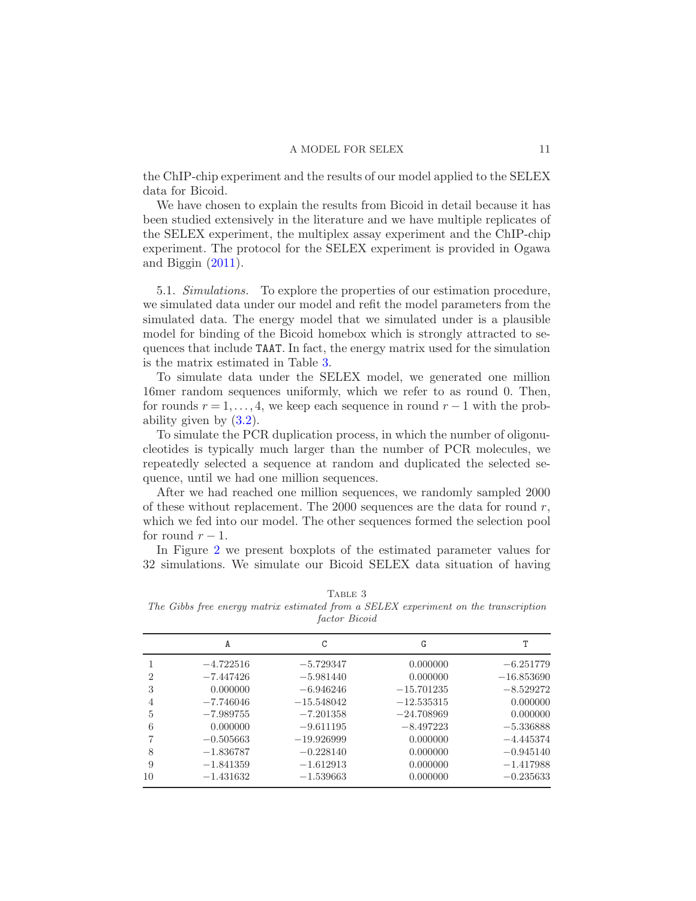the ChIP-chip experiment and the results of our model applied to the SELEX data for Bicoid.

We have chosen to explain the results from Bicoid in detail because it has been studied extensively in the literature and we have multiple replicates of the SELEX experiment, the multiplex assay experiment and the ChIP-chip experiment. The protocol for the SELEX experiment is provided in Ogawa and Biggin (2011).

5.1. *Simulations.* To explore the properties of our estimation procedure, we simulated data under our model and refit the model parameters from the simulated data. The energy model that we simulated under is a plausible model for binding of the Bicoid homebox which is strongly attracted to sequences that include `TAAT`. In fact, the energy matrix used for the simulation is the matrix estimated in Table 3.

To simulate data under the SELEX model, we generated one million 16mer random sequences uniformly, which we refer to as round 0. Then, for rounds $r = 1, \dots, 4$, we keep each sequence in round $r - 1$ with the probability given by (3.2).

To simulate the PCR duplication process, in which the number of oligonucleotides is typically much larger than the number of PCR molecules, we repeatedly selected a sequence at random and duplicated the selected sequence, until we had one million sequences.

After we had reached one million sequences, we randomly sampled 2000 of these without replacement. The 2000 sequences are the data for round $r$, which we fed into our model. The other sequences formed the selection pool for round $r - 1$.

In Figure 2 we present boxplots of the estimated parameter values for 32 simulations. We simulate our Bicoid SELEX data situation of having

TABLE 3
*The Gibbs free energy matrix estimated from a SELEX experiment on the transcription factor Bicoid*

| | A | C | G | T |
|---|---|---|---|---|
| 1 | −4.722516 | −5.729347 | 0.000000 | −6.251779 |
| 2 | −7.447426 | −5.981440 | 0.000000 | −16.853690 |
| 3 | 0.000000 | −6.946246 | −15.701235 | −8.529272 |
| 4 | −7.746046 | −15.548042 | −12.535315 | 0.000000 |
| 5 | −7.989755 | −7.201358 | −24.708969 | 0.000000 |
| 6 | 0.000000 | −9.611195 | −8.497223 | −5.336888 |
| 7 | −0.505663 | −19.926999 | 0.000000 | −4.445374 |
| 8 | −1.836787 | −0.228140 | 0.000000 | −0.945140 |
| 9 | −1.841359 | −1.612913 | 0.000000 | −1.417988 |
| 10 | −1.431632 | −1.539663 | 0.000000 | −0.235633 |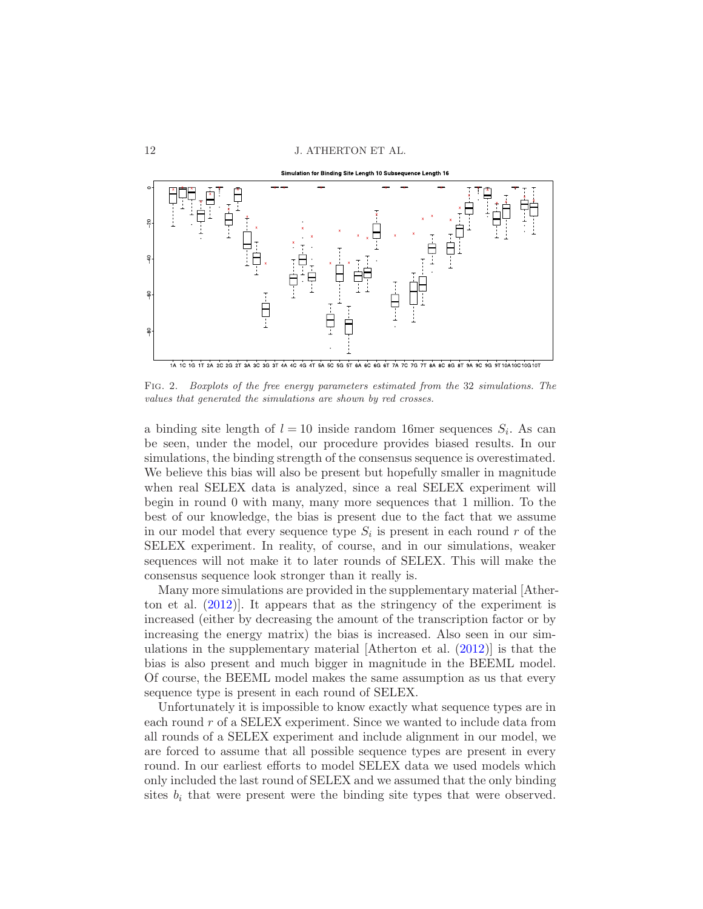Fig. 2. *Boxplots of the free energy parameters estimated from the* 32 *simulations. The values that generated the simulations are shown by red crosses.*

a binding site length of $l = 10$ inside random 16mer sequences $S_i$. As can be seen, under the model, our procedure provides biased results. In our simulations, the binding strength of the consensus sequence is overestimated. We believe this bias will also be present but hopefully smaller in magnitude when real SELEX data is analyzed, since a real SELEX experiment will begin in round 0 with many, many more sequences that 1 million. To the best of our knowledge, the bias is present due to the fact that we assume in our model that every sequence type $S_i$ is present in each round $r$ of the SELEX experiment. In reality, of course, and in our simulations, weaker sequences will not make it to later rounds of SELEX. This will make the consensus sequence look stronger than it really is.

Many more simulations are provided in the supplementary material [Atherton et al. (2012)]. It appears that as the stringency of the experiment is increased (either by decreasing the amount of the transcription factor or by increasing the energy matrix) the bias is increased. Also seen in our simulations in the supplementary material [Atherton et al. (2012)] is that the bias is also present and much bigger in magnitude in the BEEML model. Of course, the BEEML model makes the same assumption as us that every sequence type is present in each round of SELEX.

Unfortunately it is impossible to know exactly what sequence types are in each round $r$ of a SELEX experiment. Since we wanted to include data from all rounds of a SELEX experiment and include alignment in our model, we are forced to assume that all possible sequence types are present in every round. In our earliest efforts to model SELEX data we used models which only included the last round of SELEX and we assumed that the only binding sites $b_i$ that were present were the binding site types that were observed.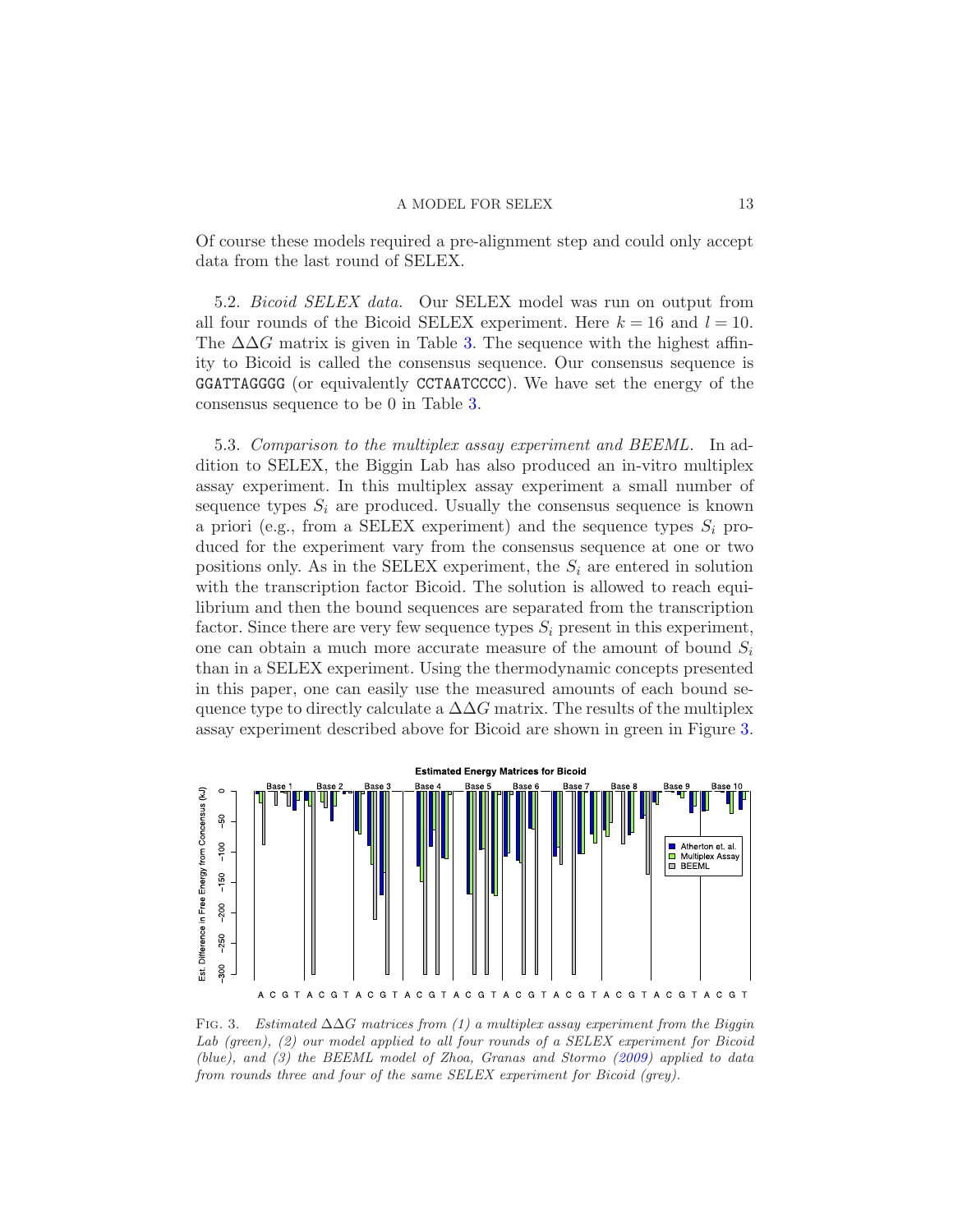Of course these models required a pre-alignment step and could only accept data from the last round of SELEX.

5.2. *Bicoid SELEX data.* Our SELEX model was run on output from all four rounds of the Bicoid SELEX experiment. Here $k = 16$ and $l = 10$. The $\Delta\Delta G$ matrix is given in Table 3. The sequence with the highest affinity to Bicoid is called the consensus sequence. Our consensus sequence is GGATTAGGGG (or equivalently CCTAATCCCC). We have set the energy of the consensus sequence to be 0 in Table 3.

5.3. *Comparison to the multiplex assay experiment and BEEML.* In addition to SELEX, the Biggin Lab has also produced an in-vitro multiplex assay experiment. In this multiplex assay experiment a small number of sequence types $S_i$ are produced. Usually the consensus sequence is known a priori (e.g., from a SELEX experiment) and the sequence types $S_i$ produced for the experiment vary from the consensus sequence at one or two positions only. As in the SELEX experiment, the $S_i$ are entered in solution with the transcription factor Bicoid. The solution is allowed to reach equilibrium and then the bound sequences are separated from the transcription factor. Since there are very few sequence types $S_i$ present in this experiment, one can obtain a much more accurate measure of the amount of bound $S_i$ than in a SELEX experiment. Using the thermodynamic concepts presented in this paper, one can easily use the measured amounts of each bound sequence type to directly calculate a $\Delta\Delta G$ matrix. The results of the multiplex assay experiment described above for Bicoid are shown in green in Figure 3.

FIG. 3. *Estimated $\Delta\Delta G$ matrices from (1) a multiplex assay experiment from the Biggin Lab (green), (2) our model applied to all four rounds of a SELEX experiment for Bicoid (blue), and (3) the BEEML model of Zhoa, Granas and Stormo (2009) applied to data from rounds three and four of the same SELEX experiment for Bicoid (grey).*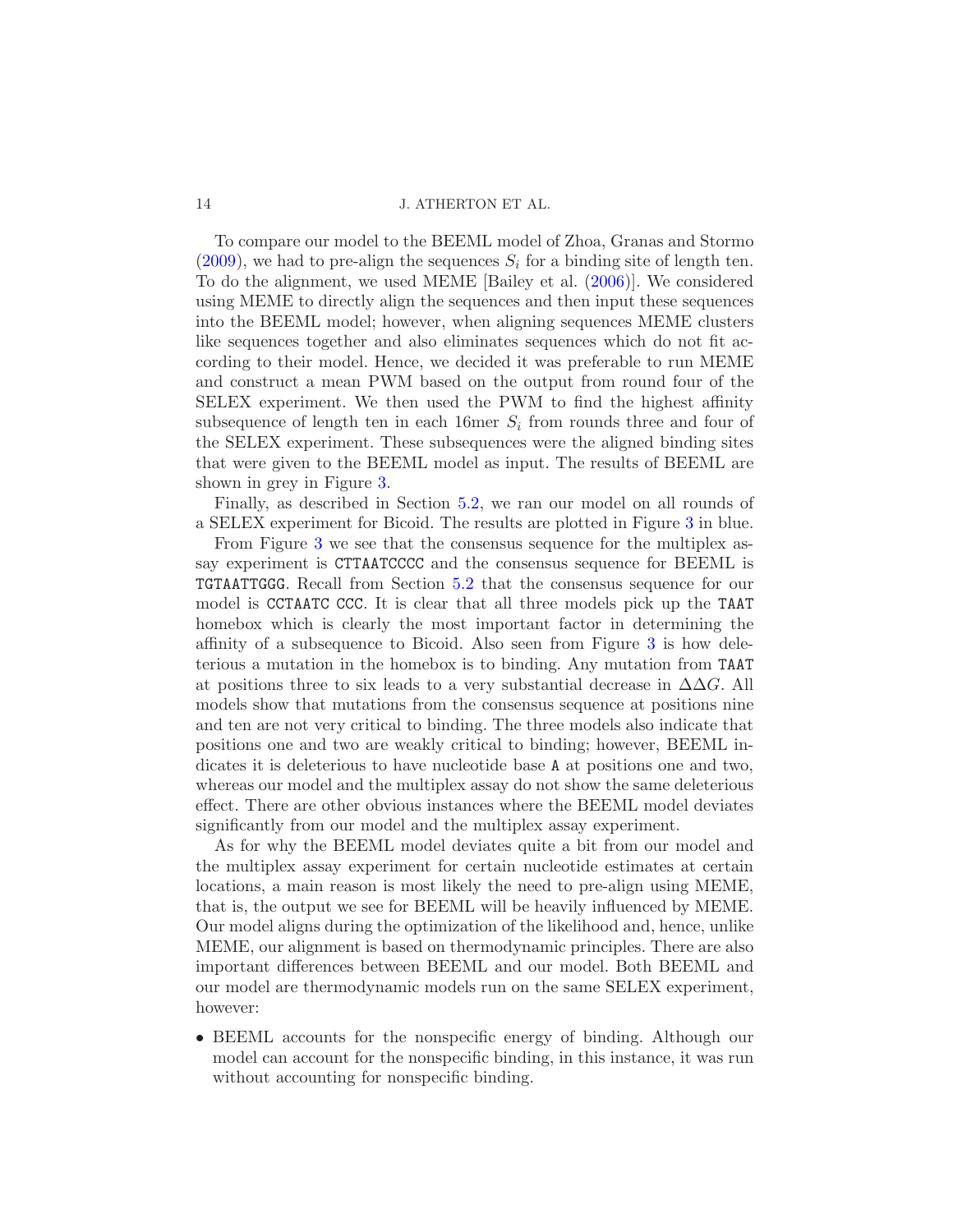To compare our model to the BEEML model of Zhoa, Granas and Stormo (2009), we had to pre-align the sequences $S_i$ for a binding site of length ten. To do the alignment, we used MEME [Bailey et al. (2006)]. We considered using MEME to directly align the sequences and then input these sequences into the BEEML model; however, when aligning sequences MEME clusters like sequences together and also eliminates sequences which do not fit according to their model. Hence, we decided it was preferable to run MEME and construct a mean PWM based on the output from round four of the SELEX experiment. We then used the PWM to find the highest affinity subsequence of length ten in each 16mer $S_i$ from rounds three and four of the SELEX experiment. These subsequences were the aligned binding sites that were given to the BEEML model as input. The results of BEEML are shown in grey in Figure 3.

Finally, as described in Section 5.2, we ran our model on all rounds of a SELEX experiment for Bicoid. The results are plotted in Figure 3 in blue.

From Figure 3 we see that the consensus sequence for the multiplex assay experiment is `CTTAATCCCC` and the consensus sequence for BEEML is `TGTAATTGGG`. Recall from Section 5.2 that the consensus sequence for our model is `CCTAATC CCC`. It is clear that all three models pick up the `TAAT` homebox which is clearly the most important factor in determining the affinity of a subsequence to Bicoid. Also seen from Figure 3 is how deleterious a mutation in the homebox is to binding. Any mutation from `TAAT` at positions three to six leads to a very substantial decrease in $\Delta\Delta G$. All models show that mutations from the consensus sequence at positions nine and ten are not very critical to binding. The three models also indicate that positions one and two are weakly critical to binding; however, BEEML indicates it is deleterious to have nucleotide base `A` at positions one and two, whereas our model and the multiplex assay do not show the same deleterious effect. There are other obvious instances where the BEEML model deviates significantly from our model and the multiplex assay experiment.

As for why the BEEML model deviates quite a bit from our model and the multiplex assay experiment for certain nucleotide estimates at certain locations, a main reason is most likely the need to pre-align using MEME, that is, the output we see for BEEML will be heavily influenced by MEME. Our model aligns during the optimization of the likelihood and, hence, unlike MEME, our alignment is based on thermodynamic principles. There are also important differences between BEEML and our model. Both BEEML and our model are thermodynamic models run on the same SELEX experiment, however:

- BEEML accounts for the nonspecific energy of binding. Although our model can account for the nonspecific binding, in this instance, it was run without accounting for nonspecific binding.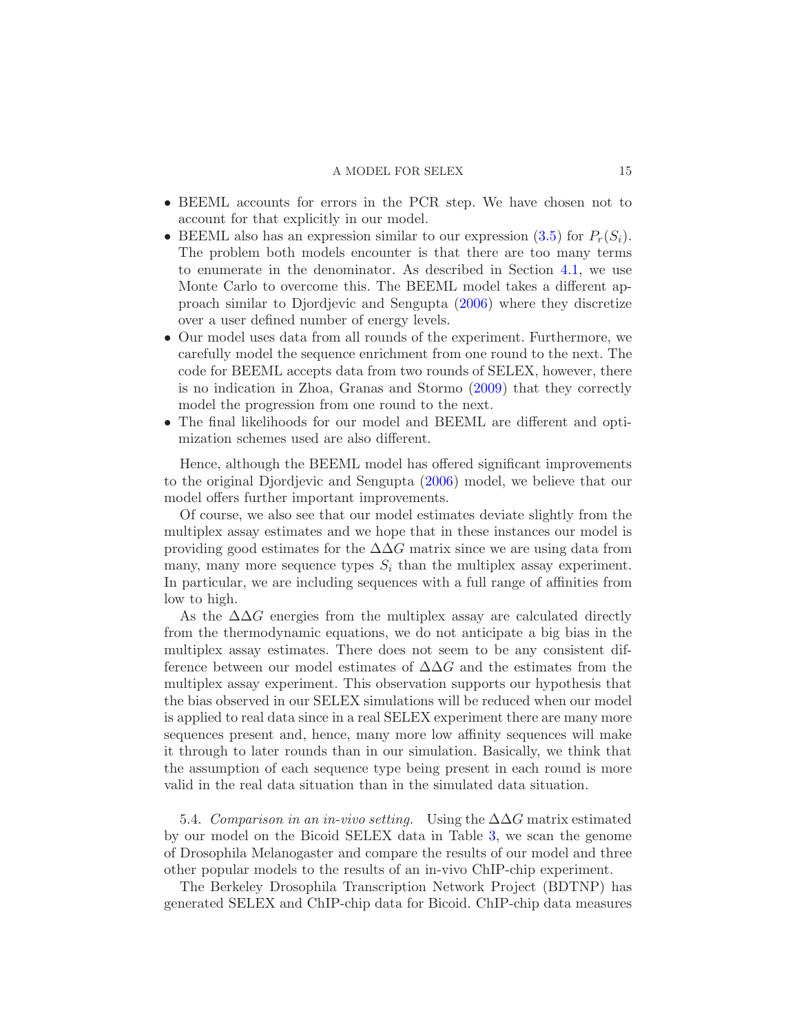- BEEML accounts for errors in the PCR step. We have chosen not to account for that explicitly in our model.
- BEEML also has an expression similar to our expression (3.5) for $P_r(S_i)$. The problem both models encounter is that there are too many terms to enumerate in the denominator. As described in Section 4.1, we use Monte Carlo to overcome this. The BEEML model takes a different approach similar to Djordjevic and Sengupta (2006) where they discretize over a user defined number of energy levels.
- Our model uses data from all rounds of the experiment. Furthermore, we carefully model the sequence enrichment from one round to the next. The code for BEEML accepts data from two rounds of SELEX, however, there is no indication in Zhoa, Granas and Stormo (2009) that they correctly model the progression from one round to the next.
- The final likelihoods for our model and BEEML are different and optimization schemes used are also different.

Hence, although the BEEML model has offered significant improvements to the original Djordjevic and Sengupta (2006) model, we believe that our model offers further important improvements.

Of course, we also see that our model estimates deviate slightly from the multiplex assay estimates and we hope that in these instances our model is providing good estimates for the $\Delta\Delta G$ matrix since we are using data from many, many more sequence types $S_i$ than the multiplex assay experiment. In particular, we are including sequences with a full range of affinities from low to high.

As the $\Delta\Delta G$ energies from the multiplex assay are calculated directly from the thermodynamic equations, we do not anticipate a big bias in the multiplex assay estimates. There does not seem to be any consistent difference between our model estimates of $\Delta\Delta G$ and the estimates from the multiplex assay experiment. This observation supports our hypothesis that the bias observed in our SELEX simulations will be reduced when our model is applied to real data since in a real SELEX experiment there are many more sequences present and, hence, many more low affinity sequences will make it through to later rounds than in our simulation. Basically, we think that the assumption of each sequence type being present in each round is more valid in the real data situation than in the simulated data situation.

5.4. *Comparison in an in-vivo setting.* Using the $\Delta\Delta G$ matrix estimated by our model on the Bicoid SELEX data in Table 3, we scan the genome of Drosophila Melanogaster and compare the results of our model and three other popular models to the results of an in-vivo ChIP-chip experiment.

The Berkeley Drosophila Transcription Network Project (BDTNP) has generated SELEX and ChIP-chip data for Bicoid. ChIP-chip data measures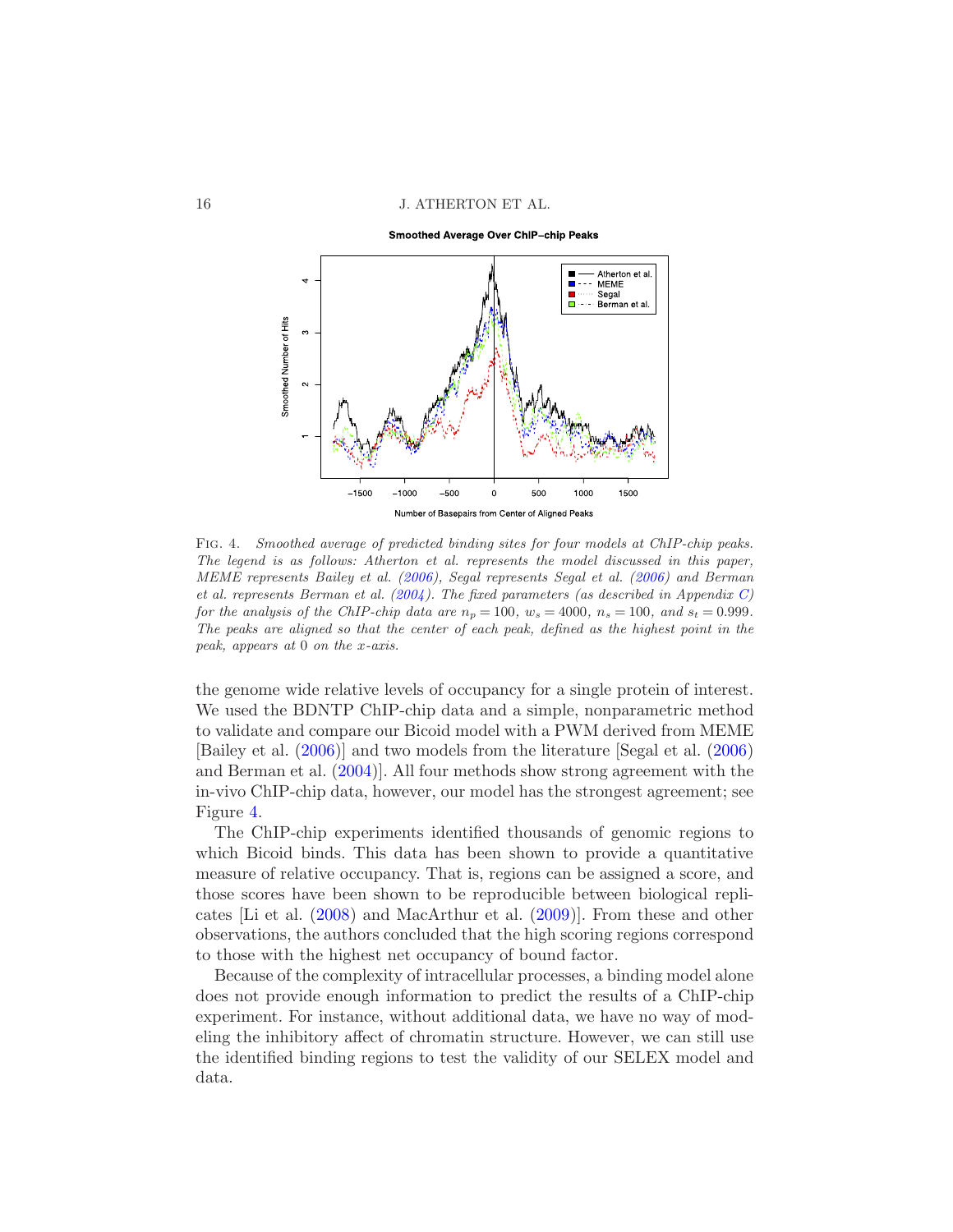Fig. 4. *Smoothed average of predicted binding sites for four models at ChIP-chip peaks. The legend is as follows: Atherton et al. represents the model discussed in this paper, MEME represents Bailey et al. (2006), Segal represents Segal et al. (2006) and Berman et al. represents Berman et al. (2004). The fixed parameters (as described in Appendix C) for the analysis of the ChIP-chip data are $n_p = 100$, $w_s = 4000$, $n_s = 100$, and $s_t = 0.999$. The peaks are aligned so that the center of each peak, defined as the highest point in the peak, appears at 0 on the x-axis.*

the genome wide relative levels of occupancy for a single protein of interest. We used the BDNTP ChIP-chip data and a simple, nonparametric method to validate and compare our Bicoid model with a PWM derived from MEME [Bailey et al. (2006)] and two models from the literature [Segal et al. (2006) and Berman et al. (2004)]. All four methods show strong agreement with the in-vivo ChIP-chip data, however, our model has the strongest agreement; see Figure 4.

The ChIP-chip experiments identified thousands of genomic regions to which Bicoid binds. This data has been shown to provide a quantitative measure of relative occupancy. That is, regions can be assigned a score, and those scores have been shown to be reproducible between biological replicates [Li et al. (2008) and MacArthur et al. (2009)]. From these and other observations, the authors concluded that the high scoring regions correspond to those with the highest net occupancy of bound factor.

Because of the complexity of intracellular processes, a binding model alone does not provide enough information to predict the results of a ChIP-chip experiment. For instance, without additional data, we have no way of modeling the inhibitory affect of chromatin structure. However, we can still use the identified binding regions to test the validity of our SELEX model and data.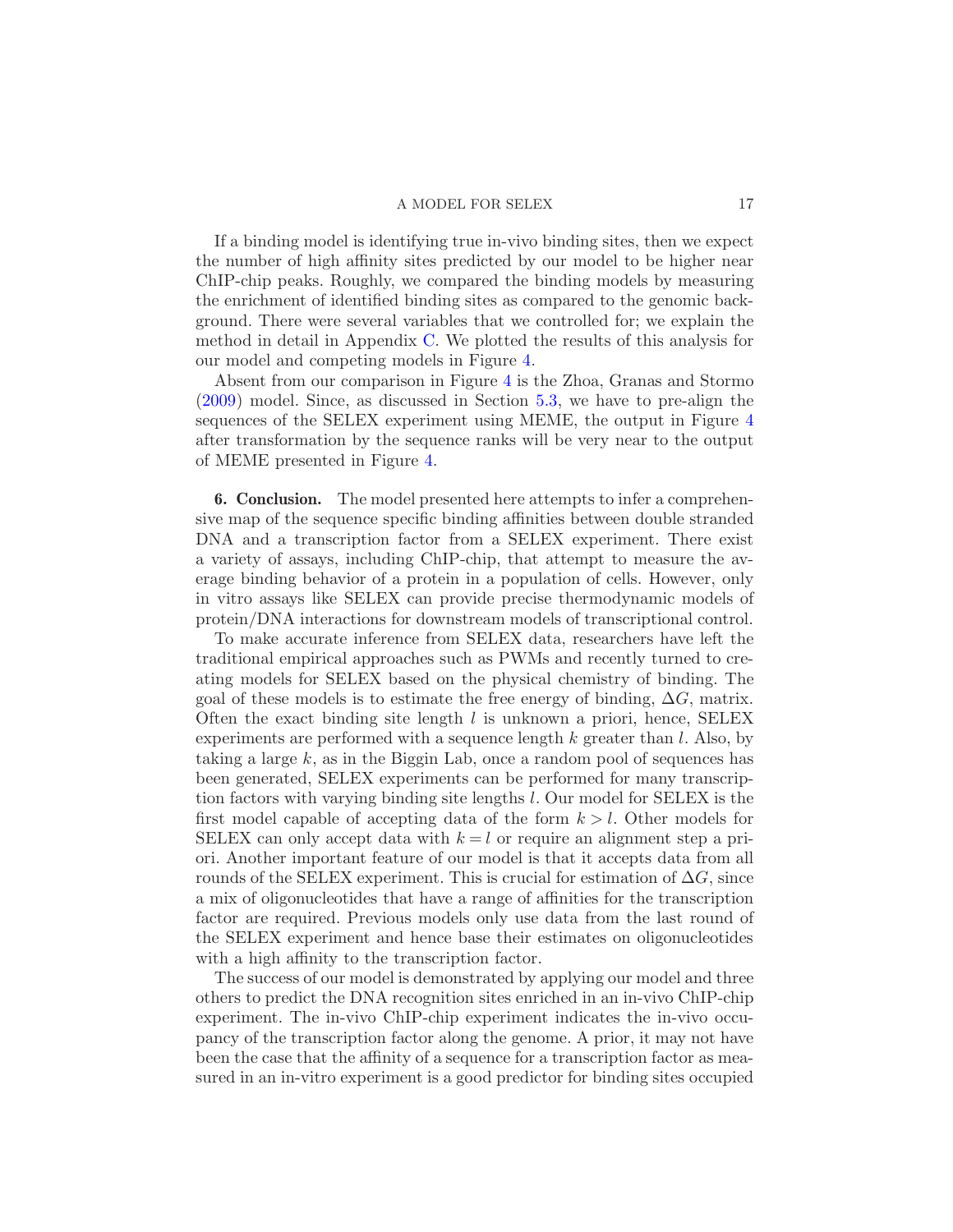If a binding model is identifying true in-vivo binding sites, then we expect the number of high affinity sites predicted by our model to be higher near ChIP-chip peaks. Roughly, we compared the binding models by measuring the enrichment of identified binding sites as compared to the genomic background. There were several variables that we controlled for; we explain the method in detail in Appendix C. We plotted the results of this analysis for our model and competing models in Figure 4.

Absent from our comparison in Figure 4 is the Zhoa, Granas and Stormo (2009) model. Since, as discussed in Section 5.3, we have to pre-align the sequences of the SELEX experiment using MEME, the output in Figure 4 after transformation by the sequence ranks will be very near to the output of MEME presented in Figure 4.

## 6. Conclusion.

The model presented here attempts to infer a comprehensive map of the sequence specific binding affinities between double stranded DNA and a transcription factor from a SELEX experiment. There exist a variety of assays, including ChIP-chip, that attempt to measure the average binding behavior of a protein in a population of cells. However, only in vitro assays like SELEX can provide precise thermodynamic models of protein/DNA interactions for downstream models of transcriptional control.

To make accurate inference from SELEX data, researchers have left the traditional empirical approaches such as PWMs and recently turned to creating models for SELEX based on the physical chemistry of binding. The goal of these models is to estimate the free energy of binding, $\Delta G$, matrix. Often the exact binding site length $l$ is unknown a priori, hence, SELEX experiments are performed with a sequence length $k$ greater than $l$. Also, by taking a large $k$, as in the Biggin Lab, once a random pool of sequences has been generated, SELEX experiments can be performed for many transcription factors with varying binding site lengths $l$. Our model for SELEX is the first model capable of accepting data of the form $k > l$. Other models for SELEX can only accept data with $k = l$ or require an alignment step a priori. Another important feature of our model is that it accepts data from all rounds of the SELEX experiment. This is crucial for estimation of $\Delta G$, since a mix of oligonucleotides that have a range of affinities for the transcription factor are required. Previous models only use data from the last round of the SELEX experiment and hence base their estimates on oligonucleotides with a high affinity to the transcription factor.

The success of our model is demonstrated by applying our model and three others to predict the DNA recognition sites enriched in an in-vivo ChIP-chip experiment. The in-vivo ChIP-chip experiment indicates the in-vivo occupancy of the transcription factor along the genome. A prior, it may not have been the case that the affinity of a sequence for a transcription factor as measured in an in-vitro experiment is a good predictor for binding sites occupied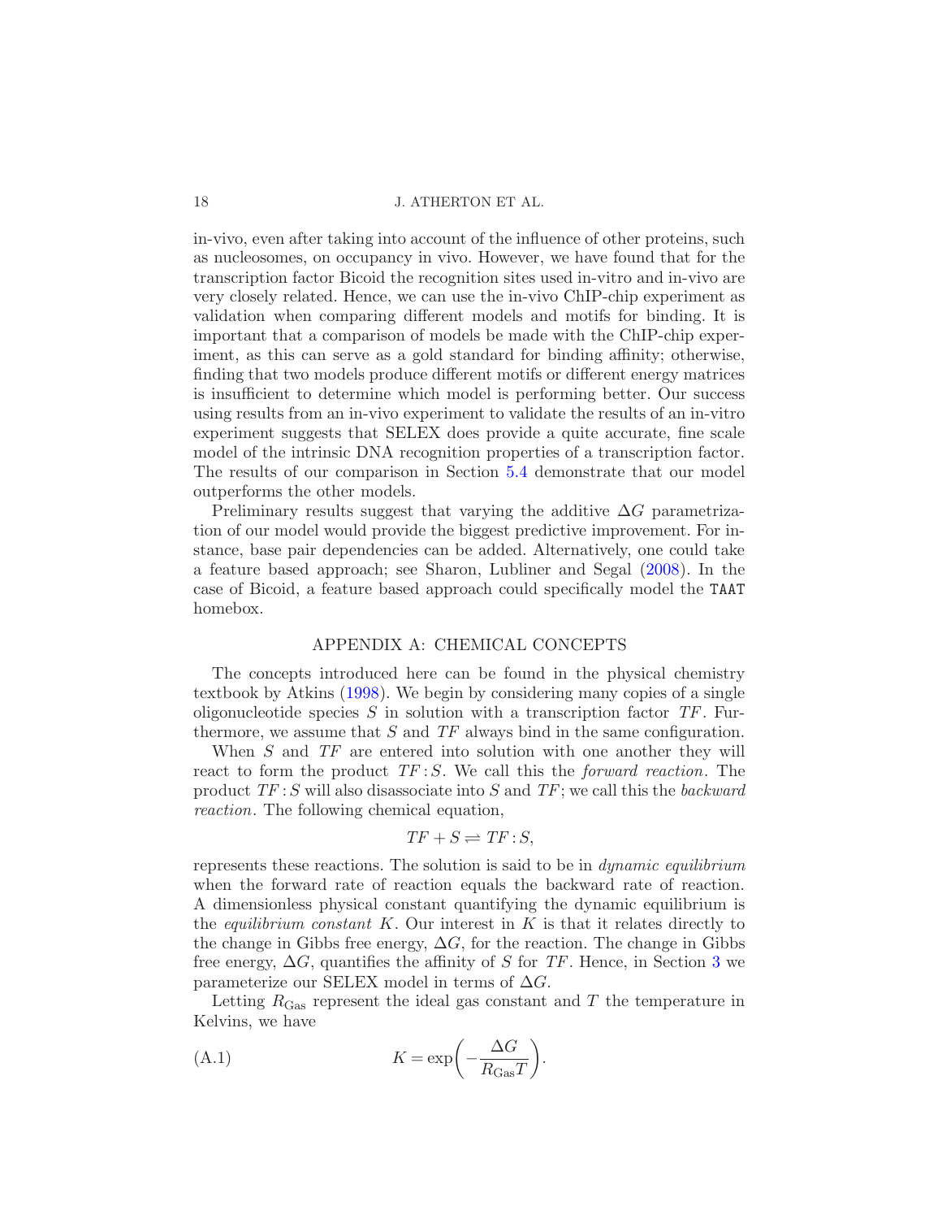in-vivo, even after taking into account of the influence of other proteins, such as nucleosomes, on occupancy in vivo. However, we have found that for the transcription factor Bicoid the recognition sites used in-vitro and in-vivo are very closely related. Hence, we can use the in-vivo ChIP-chip experiment as validation when comparing different models and motifs for binding. It is important that a comparison of models be made with the ChIP-chip experiment, as this can serve as a gold standard for binding affinity; otherwise, finding that two models produce different motifs or different energy matrices is insufficient to determine which model is performing better. Our success using results from an in-vivo experiment to validate the results of an in-vitro experiment suggests that SELEX does provide a quite accurate, fine scale model of the intrinsic DNA recognition properties of a transcription factor. The results of our comparison in Section 5.4 demonstrate that our model outperforms the other models.

Preliminary results suggest that varying the additive $\Delta G$ parametrization of our model would provide the biggest predictive improvement. For instance, base pair dependencies can be added. Alternatively, one could take a feature based approach; see Sharon, Lubliner and Segal (2008). In the case of Bicoid, a feature based approach could specifically model the `TAAT` homebox.

## APPENDIX A: CHEMICAL CONCEPTS

The concepts introduced here can be found in the physical chemistry textbook by Atkins (1998). We begin by considering many copies of a single oligonucleotide species $S$ in solution with a transcription factor $TF$. Furthermore, we assume that $S$ and $TF$ always bind in the same configuration.

When $S$ and $TF$ are entered into solution with one another they will react to form the product $TF{:}S$. We call this the *forward reaction*. The product $TF{:}S$ will also disassociate into $S$ and $TF$; we call this the *backward reaction*. The following chemical equation,

$$TF + S \rightleftharpoons TF{:}S,$$

represents these reactions. The solution is said to be in *dynamic equilibrium* when the forward rate of reaction equals the backward rate of reaction. A dimensionless physical constant quantifying the dynamic equilibrium is the *equilibrium constant* $K$. Our interest in $K$ is that it relates directly to the change in Gibbs free energy, $\Delta G$, for the reaction. The change in Gibbs free energy, $\Delta G$, quantifies the affinity of $S$ for $TF$. Hence, in Section 3 we parameterize our SELEX model in terms of $\Delta G$.

Letting $R_{\mathrm{Gas}}$ represent the ideal gas constant and $T$ the temperature in Kelvins, we have

$$K = \exp\left(-\frac{\Delta G}{R_{\mathrm{Gas}} T}\right). \tag{A.1}$$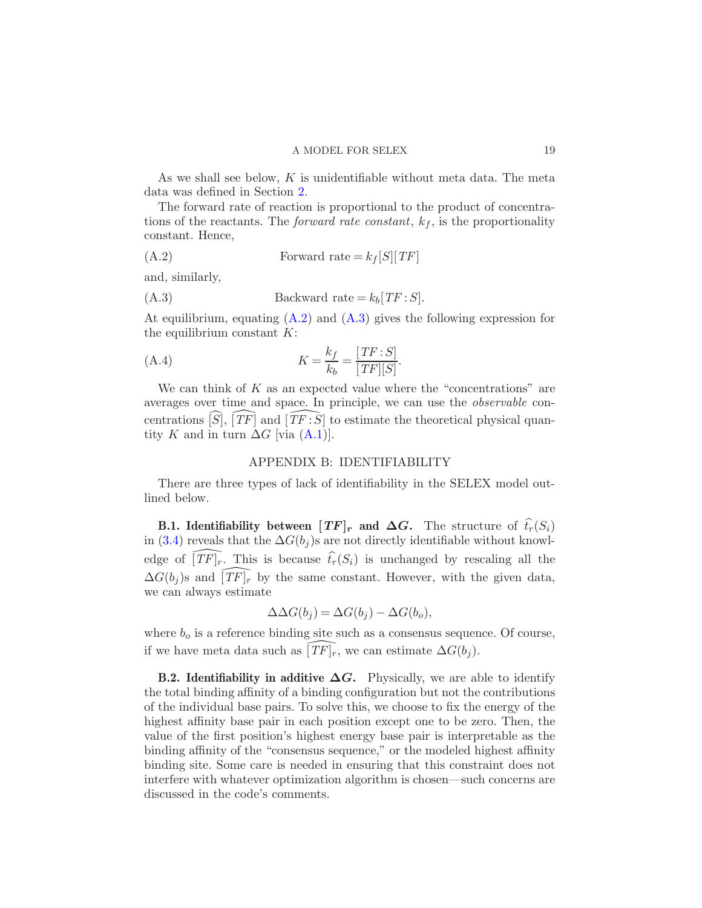As we shall see below, $K$ is unidentifiable without meta data. The meta data was defined in Section 2.

The forward rate of reaction is proportional to the product of concentrations of the reactants. The *forward rate constant*, $k_f$, is the proportionality constant. Hence,

$$\text{Forward rate} = k_f[S][TF] \tag{A.2}$$

and, similarly,

$$\text{Backward rate} = k_b[TF:S]. \tag{A.3}$$

At equilibrium, equating (A.2) and (A.3) gives the following expression for the equilibrium constant $K$:

$$K = \frac{k_f}{k_b} = \frac{[TF:S]}{[TF][S]}. \tag{A.4}$$

We can think of $K$ as an expected value where the "concentrations" are averages over time and space. In principle, we can use the *observable* concentrations $\widehat{[S]}$, $\widehat{[TF]}$ and $\widehat{[TF:S]}$ to estimate the theoretical physical quantity $K$ and in turn $\Delta G$ [via (A.1)].

## APPENDIX B: IDENTIFIABILITY

There are three types of lack of identifiability in the SELEX model outlined below.

**B.1. Identifiability between $[TF]_r$ and $\Delta G$.** The structure of $\widehat{t_r}(S_i)$ in (3.4) reveals that the $\Delta G(b_j)$s are not directly identifiable without knowledge of $\widehat{[TF]}_r$. This is because $\widehat{t_r}(S_i)$ is unchanged by rescaling all the $\Delta G(b_j)$s and $\widehat{[TF]}_r$ by the same constant. However, with the given data, we can always estimate

$$\Delta\Delta G(b_j) = \Delta G(b_j) - \Delta G(b_o),$$

where $b_o$ is a reference binding site such as a consensus sequence. Of course, if we have meta data such as $\widehat{[TF]}_r$, we can estimate $\Delta G(b_j)$.

**B.2. Identifiability in additive $\Delta G$.** Physically, we are able to identify the total binding affinity of a binding configuration but not the contributions of the individual base pairs. To solve this, we choose to fix the energy of the highest affinity base pair in each position except one to be zero. Then, the value of the first position's highest energy base pair is interpretable as the binding affinity of the "consensus sequence," or the modeled highest affinity binding site. Some care is needed in ensuring that this constraint does not interfere with whatever optimization algorithm is chosen—such concerns are discussed in the code's comments.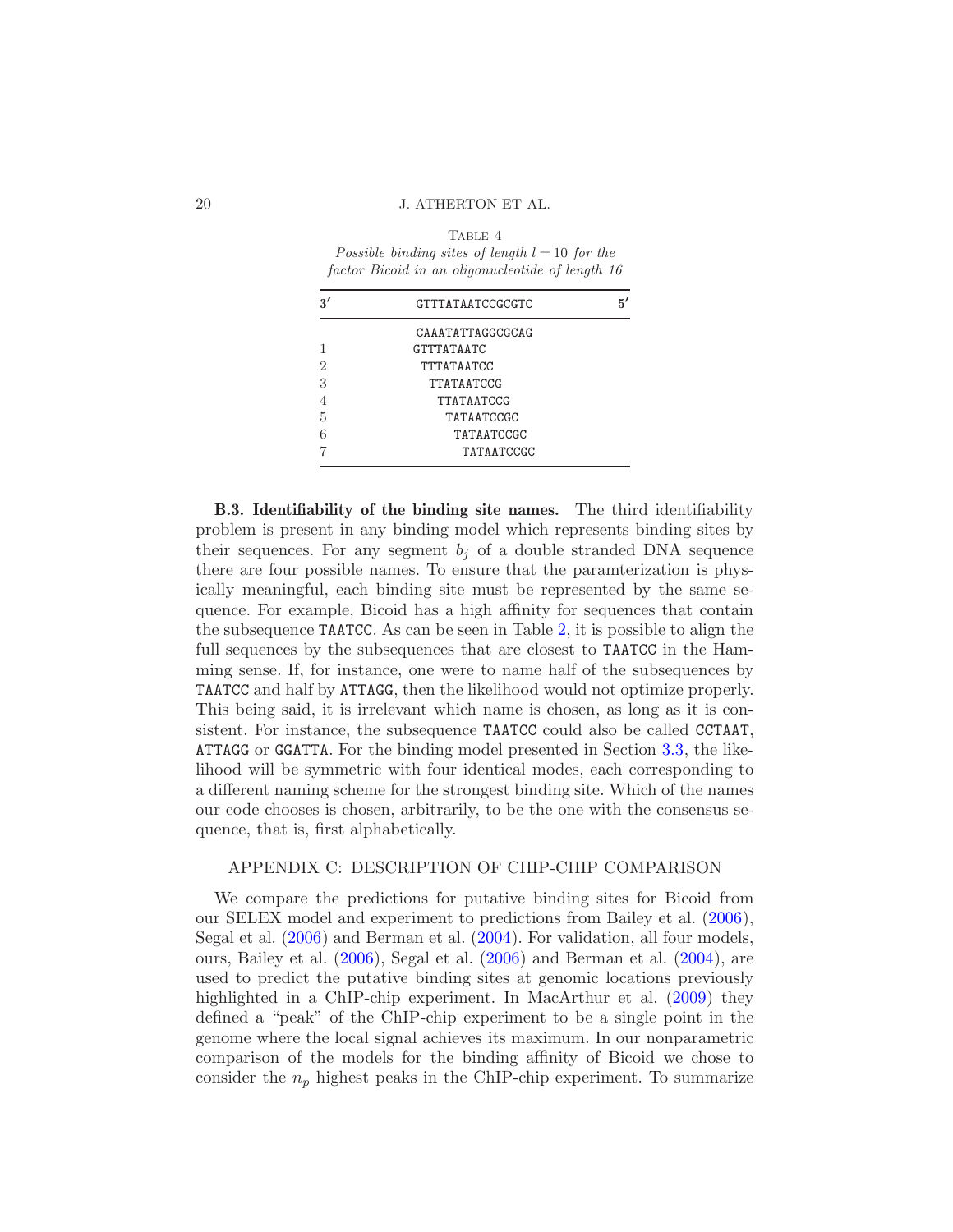Table 4

*Possible binding sites of length $l = 10$ for the factor Bicoid in an oligonucleotide of length 16*

| $3'$ | GTTTATAATCCGCGTC | $5'$ |
|---|---|---|
| | CAAATATTAGGCGCAG | |
| 1 | GTTTATAATC | |
| 2 | TTTATAATCC | |
| 3 | TTATAATCCG | |
| 4 | TTATAATCCG | |
| 5 | TATAATCCGC | |
| 6 | TATAATCCGC | |
| 7 | TATAATCCGC | |

**B.3. Identifiability of the binding site names.** The third identifiability problem is present in any binding model which represents binding sites by their sequences. For any segment $b_j$ of a double stranded DNA sequence there are four possible names. To ensure that the paramterization is physically meaningful, each binding site must be represented by the same sequence. For example, Bicoid has a high affinity for sequences that contain the subsequence `TAATCC`. As can be seen in Table 2, it is possible to align the full sequences by the subsequences that are closest to `TAATCC` in the Hamming sense. If, for instance, one were to name half of the subsequences by `TAATCC` and half by `ATTAGG`, then the likelihood would not optimize properly. This being said, it is irrelevant which name is chosen, as long as it is consistent. For instance, the subsequence `TAATCC` could also be called `CCTAAT`, `ATTAGG` or `GGATTA`. For the binding model presented in Section 3.3, the likelihood will be symmetric with four identical modes, each corresponding to a different naming scheme for the strongest binding site. Which of the names our code chooses is chosen, arbitrarily, to be the one with the consensus sequence, that is, first alphabetically.

## APPENDIX C: DESCRIPTION OF CHIP-CHIP COMPARISON

We compare the predictions for putative binding sites for Bicoid from our SELEX model and experiment to predictions from Bailey et al. (2006), Segal et al. (2006) and Berman et al. (2004). For validation, all four models, ours, Bailey et al. (2006), Segal et al. (2006) and Berman et al. (2004), are used to predict the putative binding sites at genomic locations previously highlighted in a ChIP-chip experiment. In MacArthur et al. (2009) they defined a "peak" of the ChIP-chip experiment to be a single point in the genome where the local signal achieves its maximum. In our nonparametric comparison of the models for the binding affinity of Bicoid we chose to consider the $n_p$ highest peaks in the ChIP-chip experiment. To summarize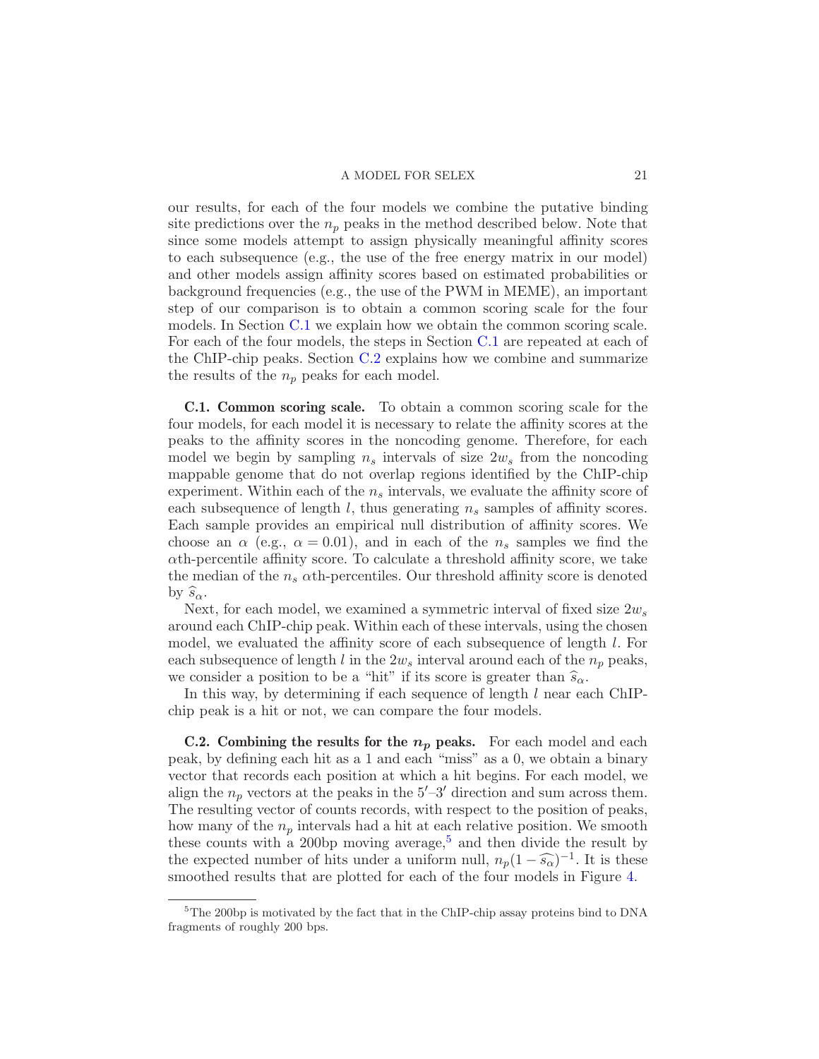our results, for each of the four models we combine the putative binding site predictions over the $n_p$ peaks in the method described below. Note that since some models attempt to assign physically meaningful affinity scores to each subsequence (e.g., the use of the free energy matrix in our model) and other models assign affinity scores based on estimated probabilities or background frequencies (e.g., the use of the PWM in MEME), an important step of our comparison is to obtain a common scoring scale for the four models. In Section C.1 we explain how we obtain the common scoring scale. For each of the four models, the steps in Section C.1 are repeated at each of the ChIP-chip peaks. Section C.2 explains how we combine and summarize the results of the $n_p$ peaks for each model.

**C.1. Common scoring scale.** To obtain a common scoring scale for the four models, for each model it is necessary to relate the affinity scores at the peaks to the affinity scores in the noncoding genome. Therefore, for each model we begin by sampling $n_s$ intervals of size $2w_s$ from the noncoding mappable genome that do not overlap regions identified by the ChIP-chip experiment. Within each of the $n_s$ intervals, we evaluate the affinity score of each subsequence of length $l$, thus generating $n_s$ samples of affinity scores. Each sample provides an empirical null distribution of affinity scores. We choose an $\alpha$ (e.g., $\alpha = 0.01$), and in each of the $n_s$ samples we find the $\alpha$th-percentile affinity score. To calculate a threshold affinity score, we take the median of the $n_s$ $\alpha$th-percentiles. Our threshold affinity score is denoted by $\widehat{s}_\alpha$.

Next, for each model, we examined a symmetric interval of fixed size $2w_s$ around each ChIP-chip peak. Within each of these intervals, using the chosen model, we evaluated the affinity score of each subsequence of length $l$. For each subsequence of length $l$ in the $2w_s$ interval around each of the $n_p$ peaks, we consider a position to be a "hit" if its score is greater than $\widehat{s}_\alpha$.

In this way, by determining if each sequence of length $l$ near each ChIP-chip peak is a hit or not, we can compare the four models.

**C.2. Combining the results for the $n_p$ peaks.** For each model and each peak, by defining each hit as a 1 and each "miss" as a 0, we obtain a binary vector that records each position at which a hit begins. For each model, we align the $n_p$ vectors at the peaks in the $5'$–$3'$ direction and sum across them. The resulting vector of counts records, with respect to the position of peaks, how many of the $n_p$ intervals had a hit at each relative position. We smooth these counts with a 200bp moving average,[5] and then divide the result by the expected number of hits under a uniform null, $n_p(1 - \widehat{s_\alpha})^{-1}$. It is these smoothed results that are plotted for each of the four models in Figure 4.

[5]The 200bp is motivated by the fact that in the ChIP-chip assay proteins bind to DNA fragments of roughly 200 bps.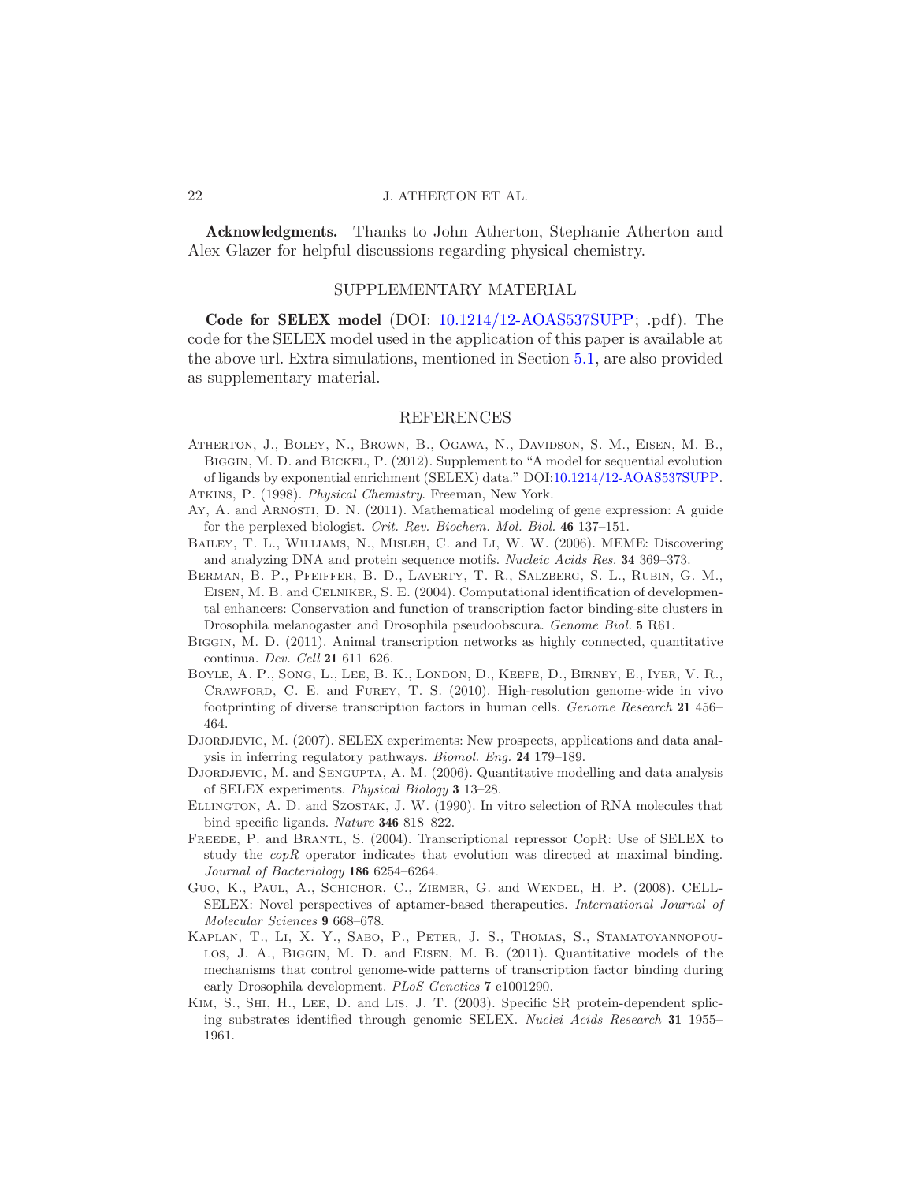**Acknowledgments.** Thanks to John Atherton, Stephanie Atherton and Alex Glazer for helpful discussions regarding physical chemistry.

## SUPPLEMENTARY MATERIAL

**Code for SELEX model** (DOI: 10.1214/12-AOAS537SUPP; .pdf). The code for the SELEX model used in the application of this paper is available at the above url. Extra simulations, mentioned in Section 5.1, are also provided as supplementary material.

## REFERENCES

Atherton, J., Boley, N., Brown, B., Ogawa, N., Davidson, S. M., Eisen, M. B., Biggin, M. D. and Bickel, P. (2012). Supplement to "A model for sequential evolution of ligands by exponential enrichment (SELEX) data." DOI:10.1214/12-AOAS537SUPP.

Atkins, P. (1998). *Physical Chemistry*. Freeman, New York.

Ay, A. and Arnosti, D. N. (2011). Mathematical modeling of gene expression: A guide for the perplexed biologist. *Crit. Rev. Biochem. Mol. Biol.* **46** 137–151.

Bailey, T. L., Williams, N., Misleh, C. and Li, W. W. (2006). MEME: Discovering and analyzing DNA and protein sequence motifs. *Nucleic Acids Res.* **34** 369–373.

Berman, B. P., Pfeiffer, B. D., Laverty, T. R., Salzberg, S. L., Rubin, G. M., Eisen, M. B. and Celniker, S. E. (2004). Computational identification of developmental enhancers: Conservation and function of transcription factor binding-site clusters in Drosophila melanogaster and Drosophila pseudoobscura. *Genome Biol.* **5** R61.

Biggin, M. D. (2011). Animal transcription networks as highly connected, quantitative continua. *Dev. Cell* **21** 611–626.

Boyle, A. P., Song, L., Lee, B. K., London, D., Keefe, D., Birney, E., Iyer, V. R., Crawford, C. E. and Furey, T. S. (2010). High-resolution genome-wide in vivo footprinting of diverse transcription factors in human cells. *Genome Research* **21** 456–464.

Djordjevic, M. (2007). SELEX experiments: New prospects, applications and data analysis in inferring regulatory pathways. *Biomol. Eng.* **24** 179–189.

Djordjevic, M. and Sengupta, A. M. (2006). Quantitative modelling and data analysis of SELEX experiments. *Physical Biology* **3** 13–28.

Ellington, A. D. and Szostak, J. W. (1990). In vitro selection of RNA molecules that bind specific ligands. *Nature* **346** 818–822.

Freede, P. and Brantl, S. (2004). Transcriptional repressor CopR: Use of SELEX to study the *copR* operator indicates that evolution was directed at maximal binding. *Journal of Bacteriology* **186** 6254–6264.

Guo, K., Paul, A., Schichor, C., Ziemer, G. and Wendel, H. P. (2008). CELL-SELEX: Novel perspectives of aptamer-based therapeutics. *International Journal of Molecular Sciences* **9** 668–678.

Kaplan, T., Li, X. Y., Sabo, P., Peter, J. S., Thomas, S., Stamatoyannopoulos, J. A., Biggin, M. D. and Eisen, M. B. (2011). Quantitative models of the mechanisms that control genome-wide patterns of transcription factor binding during early Drosophila development. *PLoS Genetics* **7** e1001290.

Kim, S., Shi, H., Lee, D. and Lis, J. T. (2003). Specific SR protein-dependent splicing substrates identified through genomic SELEX. *Nuclei Acids Research* **31** 1955–1961.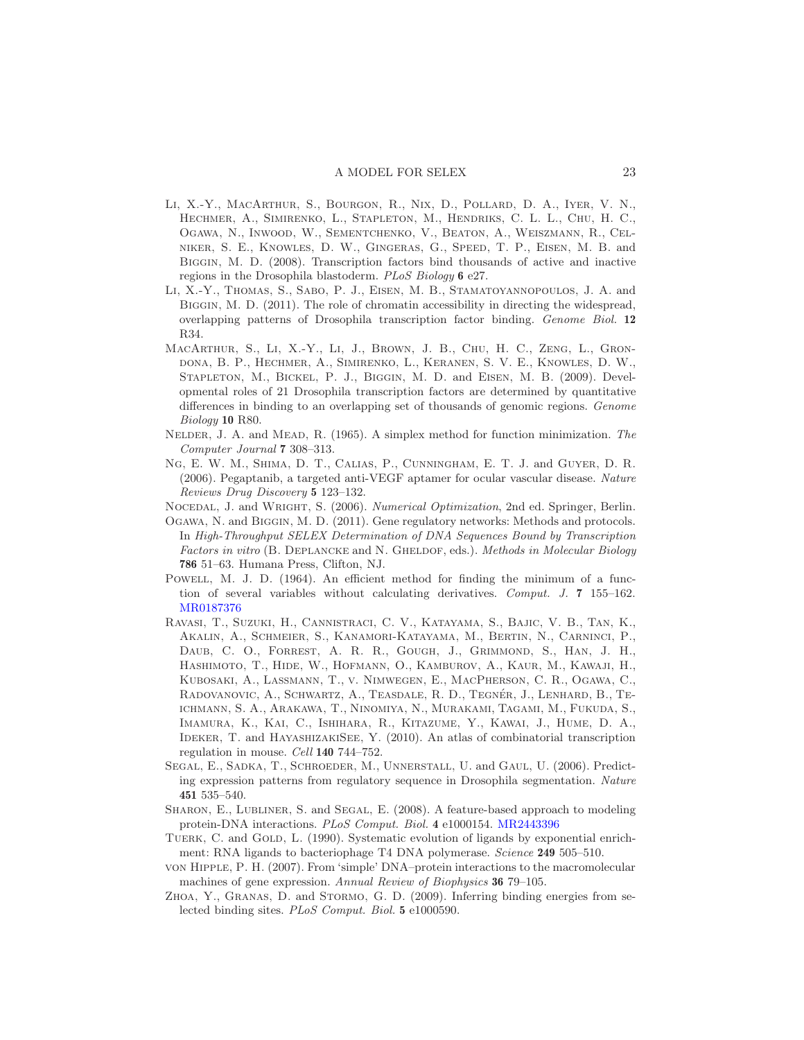Li, X.-Y., MacArthur, S., Bourgon, R., Nix, D., Pollard, D. A., Iyer, V. N., Hechmer, A., Simirenko, L., Stapleton, M., Hendriks, C. L. L., Chu, H. C., Ogawa, N., Inwood, W., Sementchenko, V., Beaton, A., Weiszmann, R., Celniker, S. E., Knowles, D. W., Gingeras, G., Speed, T. P., Eisen, M. B. and Biggin, M. D. (2008). Transcription factors bind thousands of active and inactive regions in the Drosophila blastoderm. *PLoS Biology* **6** e27.

Li, X.-Y., Thomas, S., Sabo, P. J., Eisen, M. B., Stamatoyannopoulos, J. A. and Biggin, M. D. (2011). The role of chromatin accessibility in directing the widespread, overlapping patterns of Drosophila transcription factor binding. *Genome Biol.* **12** R34.

MacArthur, S., Li, X.-Y., Li, J., Brown, J. B., Chu, H. C., Zeng, L., Grondona, B. P., Hechmer, A., Simirenko, L., Keranen, S. V. E., Knowles, D. W., Stapleton, M., Bickel, P. J., Biggin, M. D. and Eisen, M. B. (2009). Developmental roles of 21 Drosophila transcription factors are determined by quantitative differences in binding to an overlapping set of thousands of genomic regions. *Genome Biology* **10** R80.

Nelder, J. A. and Mead, R. (1965). A simplex method for function minimization. *The Computer Journal* **7** 308–313.

Ng, E. W. M., Shima, D. T., Calias, P., Cunningham, E. T. J. and Guyer, D. R. (2006). Pegaptanib, a targeted anti-VEGF aptamer for ocular vascular disease. *Nature Reviews Drug Discovery* **5** 123–132.

Nocedal, J. and Wright, S. (2006). *Numerical Optimization*, 2nd ed. Springer, Berlin.

Ogawa, N. and Biggin, M. D. (2011). Gene regulatory networks: Methods and protocols. In *High-Throughput SELEX Determination of DNA Sequences Bound by Transcription Factors in vitro* (B. Deplancke and N. Gheldof, eds.). *Methods in Molecular Biology* **786** 51–63. Humana Press, Clifton, NJ.

Powell, M. J. D. (1964). An efficient method for finding the minimum of a function of several variables without calculating derivatives. *Comput. J.* **7** 155–162. MR0187376

Ravasi, T., Suzuki, H., Cannistraci, C. V., Katayama, S., Bajic, V. B., Tan, K., Akalin, A., Schmeier, S., Kanamori-Katayama, M., Bertin, N., Carninci, P., Daub, C. O., Forrest, A. R. R., Gough, J., Grimmond, S., Han, J. H., Hashimoto, T., Hide, W., Hofmann, O., Kamburov, A., Kaur, M., Kawaji, H., Kubosaki, A., Lassmann, T., v. Nimwegen, E., MacPherson, C. R., Ogawa, C., Radovanovic, A., Schwartz, A., Teasdale, R. D., Tegnér, J., Lenhard, B., Teichmann, S. A., Arakawa, T., Ninomiya, N., Murakami, Tagami, M., Fukuda, S., Imamura, K., Kai, C., Ishihara, R., Kitazume, Y., Kawai, J., Hume, D. A., Ideker, T. and HayashizakiSee, Y. (2010). An atlas of combinatorial transcription regulation in mouse. *Cell* **140** 744–752.

Segal, E., Sadka, T., Schroeder, M., Unnerstall, U. and Gaul, U. (2006). Predicting expression patterns from regulatory sequence in Drosophila segmentation. *Nature* **451** 535–540.

Sharon, E., Lubliner, S. and Segal, E. (2008). A feature-based approach to modeling protein-DNA interactions. *PLoS Comput. Biol.* **4** e1000154. MR2443396

Tuerk, C. and Gold, L. (1990). Systematic evolution of ligands by exponential enrichment: RNA ligands to bacteriophage T4 DNA polymerase. *Science* **249** 505–510.

von Hipple, P. H. (2007). From 'simple' DNA–protein interactions to the macromolecular machines of gene expression. *Annual Review of Biophysics* **36** 79–105.

Zhoa, Y., Granas, D. and Stormo, G. D. (2009). Inferring binding energies from selected binding sites. *PLoS Comput. Biol.* **5** e1000590.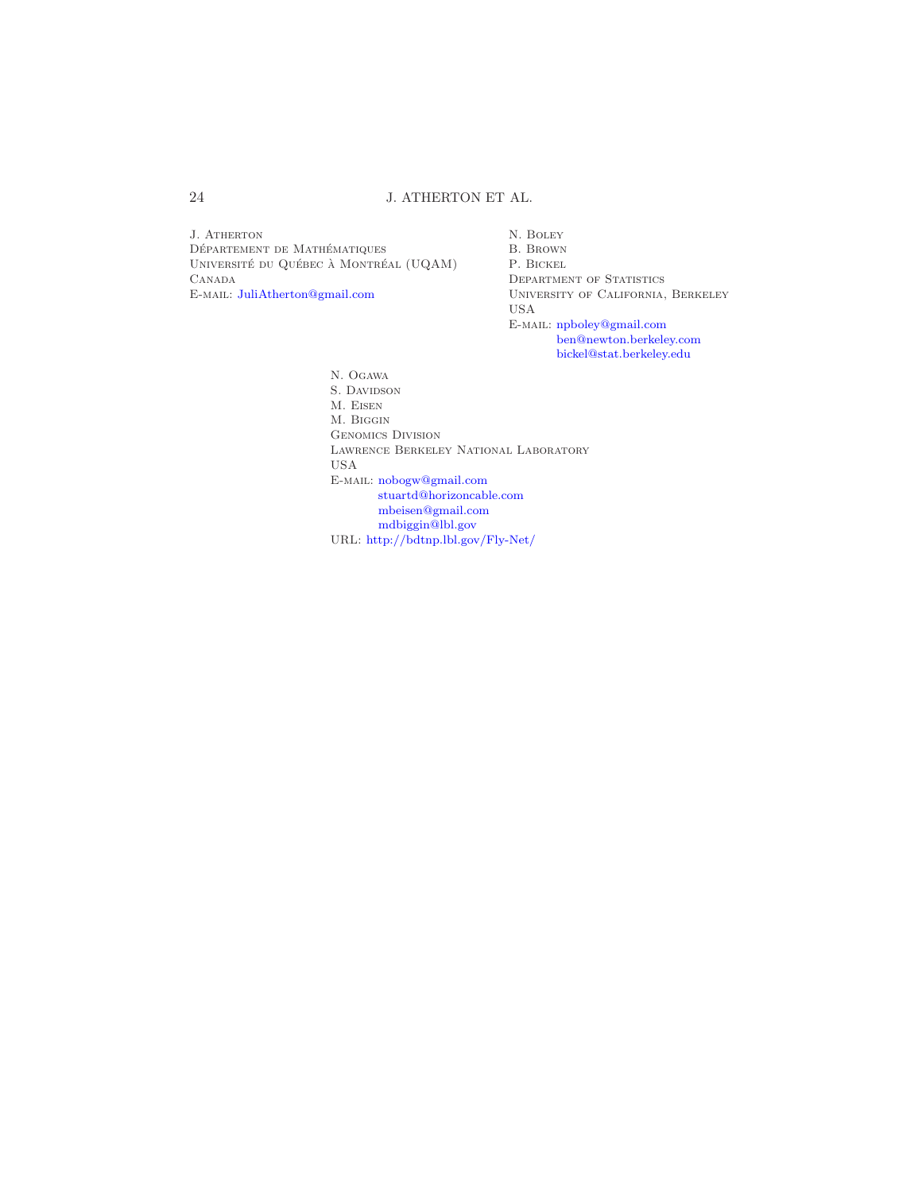J. Atherton
Département de Mathématiques
Université du Québec à Montréal (UQAM)
Canada
E-mail: JuliAtherton@gmail.com

N. Boley
B. Brown
P. Bickel
Department of Statistics
University of California, Berkeley
USA
E-mail: npboley@gmail.com
ben@newton.berkeley.com
bickel@stat.berkeley.edu

N. Ogawa
S. Davidson
M. Eisen
M. Biggin
Genomics Division
Lawrence Berkeley National Laboratory
USA
E-mail: nobogw@gmail.com
stuartd@horizoncable.com
mbeisen@gmail.com
mdbiggin@lbl.gov
URL: http://bdtnp.lbl.gov/Fly-Net/